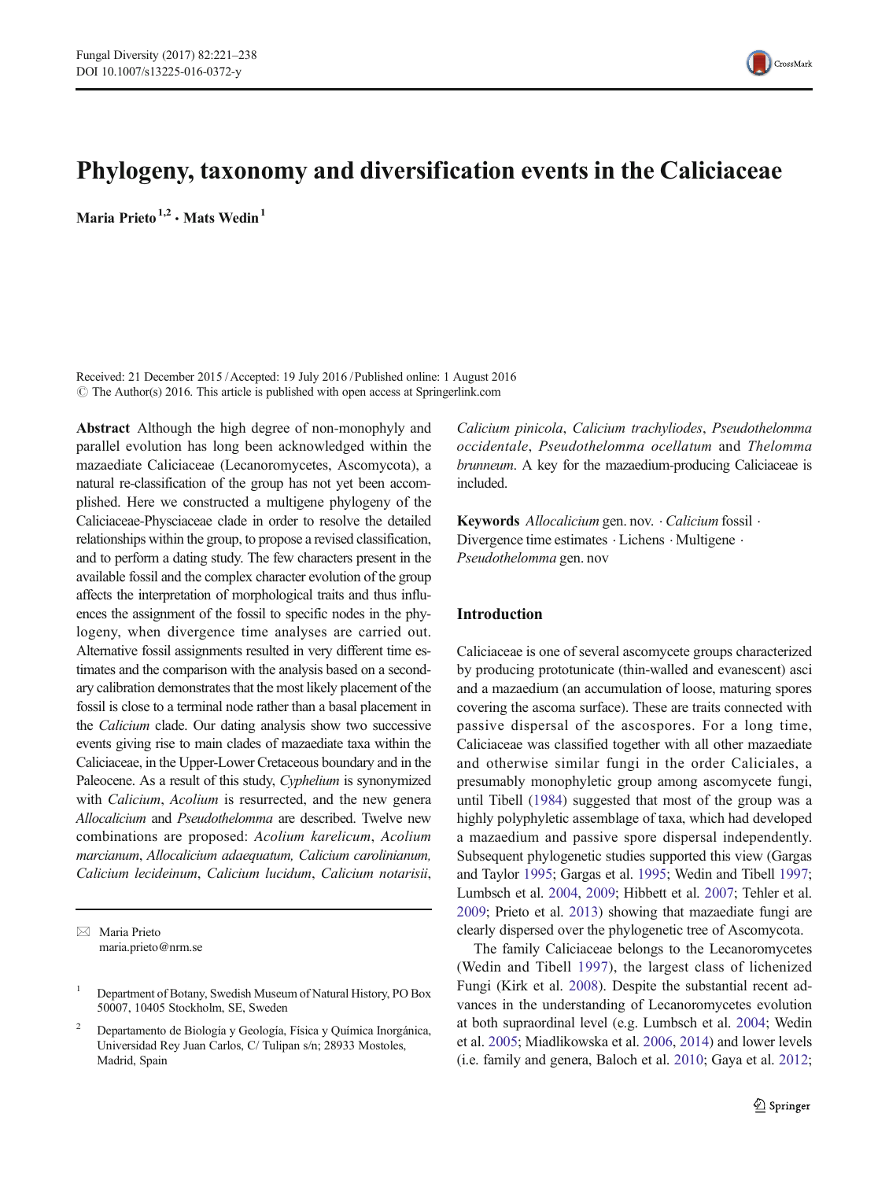# Phylogeny, taxonomy and diversification events in the Caliciaceae

**Maria Prieto**[1,2] · **Mats Wedin**[1]

Received: 21 December 2015 / Accepted: 19 July 2016 / Published online: 1 August 2016
© The Author(s) 2016. This article is published with open access at Springerlink.com

**Abstract** Although the high degree of non-monophyly and parallel evolution has long been acknowledged within the mazaediate Caliciaceae (Lecanoromycetes, Ascomycota), a natural re-classification of the group has not yet been accomplished. Here we constructed a multigene phylogeny of the Caliciaceae-Physciaceae clade in order to resolve the detailed relationships within the group, to propose a revised classification, and to perform a dating study. The few characters present in the available fossil and the complex character evolution of the group affects the interpretation of morphological traits and thus influences the assignment of the fossil to specific nodes in the phylogeny, when divergence time analyses are carried out. Alternative fossil assignments resulted in very different time estimates and the comparison with the analysis based on a secondary calibration demonstrates that the most likely placement of the fossil is close to a terminal node rather than a basal placement in the *Calicium* clade. Our dating analysis show two successive events giving rise to main clades of mazaediate taxa within the Caliciaceae, in the Upper-Lower Cretaceous boundary and in the Paleocene. As a result of this study, *Cyphelium* is synonymized with *Calicium*, *Acolium* is resurrected, and the new genera *Allocalicium* and *Pseudothelomma* are described. Twelve new combinations are proposed: *Acolium karelicum*, *Acolium marcianum*, *Allocalicium adaequatum, Calicium carolinianum, Calicium lecideinum*, *Calicium lucidum*, *Calicium notarisii*, *Calicium pinicola*, *Calicium trachyliodes*, *Pseudothelomma occidentale*, *Pseudothelomma ocellatum* and *Thelomma brunneum*. A key for the mazaedium-producing Caliciaceae is included.

**Keywords** *Allocalicium* gen. nov. · *Calicium* fossil · Divergence time estimates · Lichens · Multigene · *Pseudothelomma* gen. nov

✉ Maria Prieto
maria.prieto@nrm.se

[1] Department of Botany, Swedish Museum of Natural History, PO Box 50007, 10405 Stockholm, SE, Sweden

[2] Departamento de Biología y Geología, Física y Química Inorgánica, Universidad Rey Juan Carlos, C/ Tulipan s/n; 28933 Mostoles, Madrid, Spain

## Introduction

Caliciaceae is one of several ascomycete groups characterized by producing prototunicate (thin-walled and evanescent) asci and a mazaedium (an accumulation of loose, maturing spores covering the ascoma surface). These are traits connected with passive dispersal of the ascospores. For a long time, Caliciaceae was classified together with all other mazaediate and otherwise similar fungi in the order Caliciales, a presumably monophyletic group among ascomycete fungi, until Tibell (1984) suggested that most of the group was a highly polyphyletic assemblage of taxa, which had developed a mazaedium and passive spore dispersal independently. Subsequent phylogenetic studies supported this view (Gargas and Taylor 1995; Gargas et al. 1995; Wedin and Tibell 1997; Lumbsch et al. 2004, 2009; Hibbett et al. 2007; Tehler et al. 2009; Prieto et al. 2013) showing that mazaediate fungi are clearly dispersed over the phylogenetic tree of Ascomycota.

The family Caliciaceae belongs to the Lecanoromycetes (Wedin and Tibell 1997), the largest class of lichenized Fungi (Kirk et al. 2008). Despite the substantial recent advances in the understanding of Lecanoromycetes evolution at both supraordinal level (e.g. Lumbsch et al. 2004; Wedin et al. 2005; Miadlikowska et al. 2006, 2014) and lower levels (i.e. family and genera, Baloch et al. 2010; Gaya et al. 2012;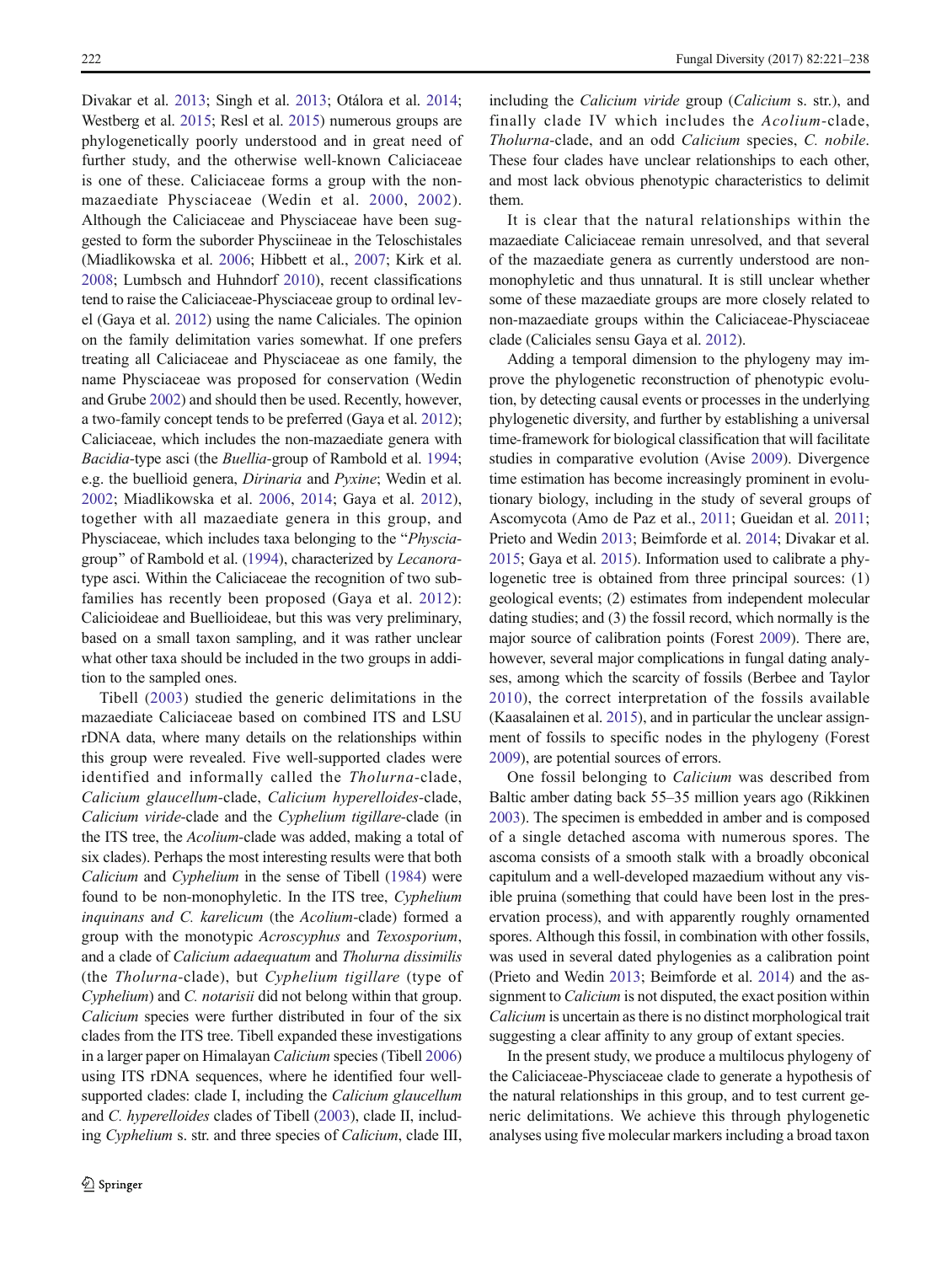Divakar et al. 2013; Singh et al. 2013; Otálora et al. 2014; Westberg et al. 2015; Resl et al. 2015) numerous groups are phylogenetically poorly understood and in great need of further study, and the otherwise well-known Caliciaceae is one of these. Caliciaceae forms a group with the non-mazaediate Physciaceae (Wedin et al. 2000, 2002). Although the Caliciaceae and Physciaceae have been suggested to form the suborder Physciineae in the Teloschistales (Miadlikowska et al. 2006; Hibbett et al., 2007; Kirk et al. 2008; Lumbsch and Huhndorf 2010), recent classifications tend to raise the Caliciaceae-Physciaceae group to ordinal level (Gaya et al. 2012) using the name Caliciales. The opinion on the family delimitation varies somewhat. If one prefers treating all Caliciaceae and Physciaceae as one family, the name Physciaceae was proposed for conservation (Wedin and Grube 2002) and should then be used. Recently, however, a two-family concept tends to be preferred (Gaya et al. 2012); Caliciaceae, which includes the non-mazaediate genera with *Bacidia*-type asci (the *Buellia*-group of Rambold et al. 1994; e.g. the buellioid genera, *Dirinaria* and *Pyxine*; Wedin et al. 2002; Miadlikowska et al. 2006, 2014; Gaya et al. 2012), together with all mazaediate genera in this group, and Physciaceae, which includes taxa belonging to the "*Physcia*-group" of Rambold et al. (1994), characterized by *Lecanora*-type asci. Within the Caliciaceae the recognition of two subfamilies has recently been proposed (Gaya et al. 2012): Calicioideae and Buellioideae, but this was very preliminary, based on a small taxon sampling, and it was rather unclear what other taxa should be included in the two groups in addition to the sampled ones.

Tibell (2003) studied the generic delimitations in the mazaediate Caliciaceae based on combined ITS and LSU rDNA data, where many details on the relationships within this group were revealed. Five well-supported clades were identified and informally called the *Tholurna*-clade, *Calicium glaucellum*-clade, *Calicium hyperelloides*-clade, *Calicium viride*-clade and the *Cyphelium tigillare*-clade (in the ITS tree, the *Acolium*-clade was added, making a total of six clades). Perhaps the most interesting results were that both *Calicium* and *Cyphelium* in the sense of Tibell (1984) were found to be non-monophyletic. In the ITS tree, *Cyphelium inquinans* and *C. karelicum* (the *Acolium*-clade) formed a group with the monotypic *Acroscyphus* and *Texosporium*, and a clade of *Calicium adaequatum* and *Tholurna dissimilis* (the *Tholurna*-clade), but *Cyphelium tigillare* (type of *Cyphelium*) and *C. notarisii* did not belong within that group. *Calicium* species were further distributed in four of the six clades from the ITS tree. Tibell expanded these investigations in a larger paper on Himalayan *Calicium* species (Tibell 2006) using ITS rDNA sequences, where he identified four well-supported clades: clade I, including the *Calicium glaucellum* and *C. hyperelloides* clades of Tibell (2003), clade II, including *Cyphelium* s. str. and three species of *Calicium*, clade III, including the *Calicium viride* group (*Calicium* s. str.), and finally clade IV which includes the *Acolium*-clade, *Tholurna*-clade, and an odd *Calicium* species, *C. nobile*. These four clades have unclear relationships to each other, and most lack obvious phenotypic characteristics to delimit them.

It is clear that the natural relationships within the mazaediate Caliciaceae remain unresolved, and that several of the mazaediate genera as currently understood are non-monophyletic and thus unnatural. It is still unclear whether some of these mazaediate groups are more closely related to non-mazaediate groups within the Caliciaceae-Physciaceae clade (Caliciales sensu Gaya et al. 2012).

Adding a temporal dimension to the phylogeny may improve the phylogenetic reconstruction of phenotypic evolution, by detecting causal events or processes in the underlying phylogenetic diversity, and further by establishing a universal time-framework for biological classification that will facilitate studies in comparative evolution (Avise 2009). Divergence time estimation has become increasingly prominent in evolutionary biology, including in the study of several groups of Ascomycota (Amo de Paz et al., 2011; Gueidan et al. 2011; Prieto and Wedin 2013; Beimforde et al. 2014; Divakar et al. 2015; Gaya et al. 2015). Information used to calibrate a phylogenetic tree is obtained from three principal sources: (1) geological events; (2) estimates from independent molecular dating studies; and (3) the fossil record, which normally is the major source of calibration points (Forest 2009). There are, however, several major complications in fungal dating analyses, among which the scarcity of fossils (Berbee and Taylor 2010), the correct interpretation of the fossils available (Kaasalainen et al. 2015), and in particular the unclear assignment of fossils to specific nodes in the phylogeny (Forest 2009), are potential sources of errors.

One fossil belonging to *Calicium* was described from Baltic amber dating back 55–35 million years ago (Rikkinen 2003). The specimen is embedded in amber and is composed of a single detached ascoma with numerous spores. The ascoma consists of a smooth stalk with a broadly obconical capitulum and a well-developed mazaedium without any visible pruina (something that could have been lost in the preservation process), and with apparently roughly ornamented spores. Although this fossil, in combination with other fossils, was used in several dated phylogenies as a calibration point (Prieto and Wedin 2013; Beimforde et al. 2014) and the assignment to *Calicium* is not disputed, the exact position within *Calicium* is uncertain as there is no distinct morphological trait suggesting a clear affinity to any group of extant species.

In the present study, we produce a multilocus phylogeny of the Caliciaceae-Physciaceae clade to generate a hypothesis of the natural relationships in this group, and to test current generic delimitations. We achieve this through phylogenetic analyses using five molecular markers including a broad taxon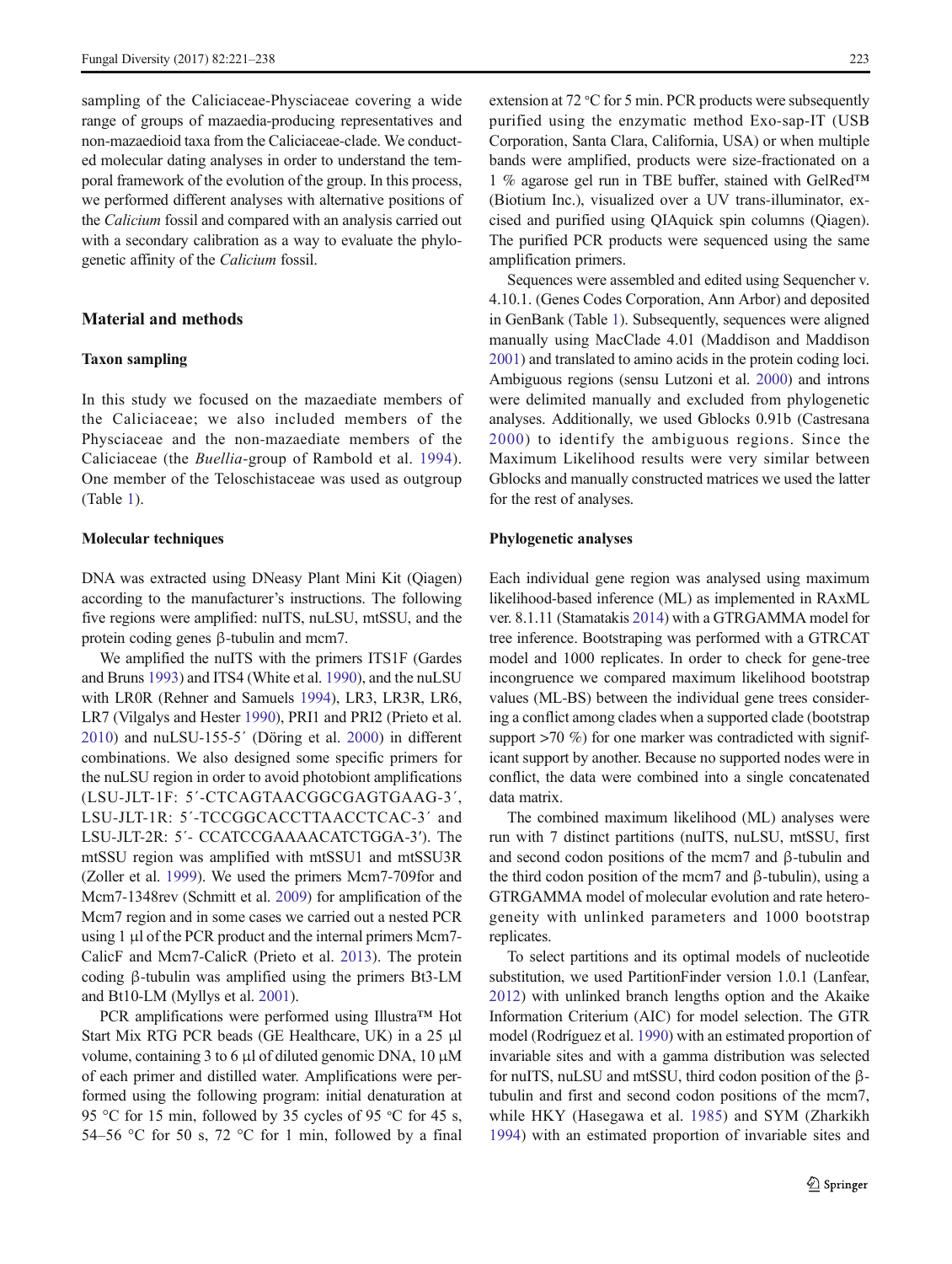sampling of the Caliciaceae-Physciaceae covering a wide range of groups of mazaedia-producing representatives and non-mazaedioid taxa from the Caliciaceae-clade. We conducted molecular dating analyses in order to understand the temporal framework of the evolution of the group. In this process, we performed different analyses with alternative positions of the *Calicium* fossil and compared with an analysis carried out with a secondary calibration as a way to evaluate the phylogenetic affinity of the *Calicium* fossil.

## Material and methods

### Taxon sampling

In this study we focused on the mazaediate members of the Caliciaceae; we also included members of the Physciaceae and the non-mazaediate members of the Caliciaceae (the *Buellia*-group of Rambold et al. 1994). One member of the Teloschistaceae was used as outgroup (Table 1).

### Molecular techniques

DNA was extracted using DNeasy Plant Mini Kit (Qiagen) according to the manufacturer's instructions. The following five regions were amplified: nuITS, nuLSU, mtSSU, and the protein coding genes β-tubulin and mcm7.

We amplified the nuITS with the primers ITS1F (Gardes and Bruns 1993) and ITS4 (White et al. 1990), and the nuLSU with LR0R (Rehner and Samuels 1994), LR3, LR3R, LR6, LR7 (Vilgalys and Hester 1990), PRI1 and PRI2 (Prieto et al. 2010) and nuLSU-155-5′ (Döring et al. 2000) in different combinations. We also designed some specific primers for the nuLSU region in order to avoid photobiont amplifications (LSU-JLT-1F: 5′-CTCAGTAACGGCGAGTGAAG-3′, LSU-JLT-1R: 5′-TCCGGCACCTTAACCTCAC-3′ and LSU-JLT-2R: 5′- CCATCCGAAAACATCTGGA-3′). The mtSSU region was amplified with mtSSU1 and mtSSU3R (Zoller et al. 1999). We used the primers Mcm7-709for and Mcm7-1348rev (Schmitt et al. 2009) for amplification of the Mcm7 region and in some cases we carried out a nested PCR using 1 μl of the PCR product and the internal primers Mcm7-CalicF and Mcm7-CalicR (Prieto et al. 2013). The protein coding β-tubulin was amplified using the primers Bt3-LM and Bt10-LM (Myllys et al. 2001).

PCR amplifications were performed using Illustra™ Hot Start Mix RTG PCR beads (GE Healthcare, UK) in a 25 μl volume, containing 3 to 6 μl of diluted genomic DNA, 10 μM of each primer and distilled water. Amplifications were performed using the following program: initial denaturation at 95 °C for 15 min, followed by 35 cycles of 95 °C for 45 s, 54–56 °C for 50 s, 72 °C for 1 min, followed by a final extension at 72 °C for 5 min. PCR products were subsequently purified using the enzymatic method Exo-sap-IT (USB Corporation, Santa Clara, California, USA) or when multiple bands were amplified, products were size-fractionated on a 1 % agarose gel run in TBE buffer, stained with GelRed™ (Biotium Inc.), visualized over a UV trans-illuminator, excised and purified using QIAquick spin columns (Qiagen). The purified PCR products were sequenced using the same amplification primers.

Sequences were assembled and edited using Sequencher v. 4.10.1. (Genes Codes Corporation, Ann Arbor) and deposited in GenBank (Table 1). Subsequently, sequences were aligned manually using MacClade 4.01 (Maddison and Maddison 2001) and translated to amino acids in the protein coding loci. Ambiguous regions (sensu Lutzoni et al. 2000) and introns were delimited manually and excluded from phylogenetic analyses. Additionally, we used Gblocks 0.91b (Castresana 2000) to identify the ambiguous regions. Since the Maximum Likelihood results were very similar between Gblocks and manually constructed matrices we used the latter for the rest of analyses.

### Phylogenetic analyses

Each individual gene region was analysed using maximum likelihood-based inference (ML) as implemented in RAxML ver. 8.1.11 (Stamatakis 2014) with a GTRGAMMA model for tree inference. Bootstraping was performed with a GTRCAT model and 1000 replicates. In order to check for gene-tree incongruence we compared maximum likelihood bootstrap values (ML-BS) between the individual gene trees considering a conflict among clades when a supported clade (bootstrap support >70 %) for one marker was contradicted with significant support by another. Because no supported nodes were in conflict, the data were combined into a single concatenated data matrix.

The combined maximum likelihood (ML) analyses were run with 7 distinct partitions (nuITS, nuLSU, mtSSU, first and second codon positions of the mcm7 and β-tubulin and the third codon position of the mcm7 and β-tubulin), using a GTRGAMMA model of molecular evolution and rate heterogeneity with unlinked parameters and 1000 bootstrap replicates.

To select partitions and its optimal models of nucleotide substitution, we used PartitionFinder version 1.0.1 (Lanfear, 2012) with unlinked branch lengths option and the Akaike Information Criterium (AIC) for model selection. The GTR model (Rodríguez et al. 1990) with an estimated proportion of invariable sites and with a gamma distribution was selected for nuITS, nuLSU and mtSSU, third codon position of the β-tubulin and first and second codon positions of the mcm7, while HKY (Hasegawa et al. 1985) and SYM (Zharkikh 1994) with an estimated proportion of invariable sites and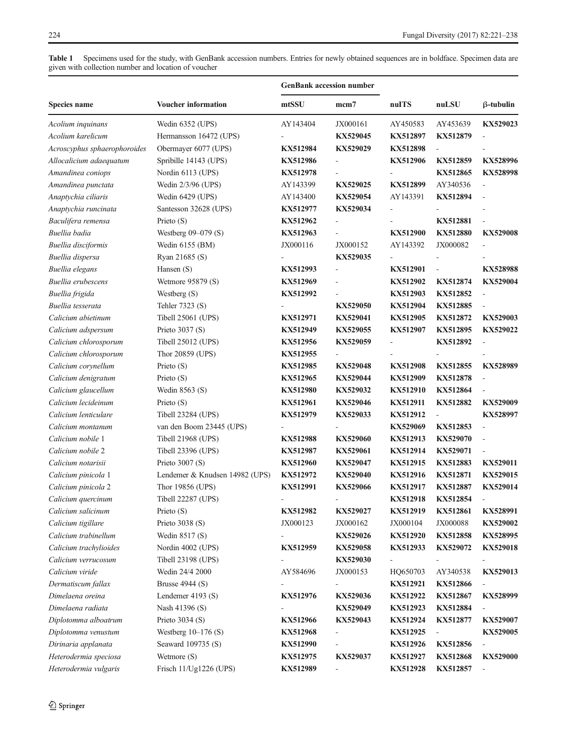**Table 1** Specimens used for the study, with GenBank accession numbers. Entries for newly obtained sequences are in boldface. Specimen data are given with collection number and location of voucher

| Species name | Voucher information | GenBank accession number | | | | |
|---|---|---|---|---|---|---|
| | | mtSSU | mcm7 | nuITS | nuLSU | β-tubulin |
| *Acolium inquinans* | Wedin 6352 (UPS) | AY143404 | JX000161 | AY450583 | AY453639 | **KX529023** |
| *Acolium karelicum* | Hermansson 16472 (UPS) | - | **KX529045** | **KX512897** | **KX512879** | - |
| *Acroscyphus sphaerophoroides* | Obermayer 6077 (UPS) | **KX512984** | **KX529029** | **KX512898** | - | - |
| *Allocalicium adaequatum* | Spribille 14143 (UPS) | **KX512986** | - | **KX512906** | **KX512859** | **KX528996** |
| *Amandinea coniops* | Nordin 6113 (UPS) | **KX512978** | - | - | **KX512865** | **KX528998** |
| *Amandinea punctata* | Wedin 2/3/96 (UPS) | AY143399 | **KX529025** | **KX512899** | AY340536 | - |
| *Anaptychia ciliaris* | Wedin 6429 (UPS) | AY143400 | **KX529054** | AY143391 | **KX512894** | - |
| *Anaptychia runcinata* | Santesson 32628 (UPS) | **KX512977** | **KX529034** | - | - | - |
| *Baculifera remensa* | Prieto (S) | **KX512962** | - | - | **KX512881** | - |
| *Buellia badia* | Westberg 09–079 (S) | **KX512963** | - | **KX512900** | **KX512880** | **KX529008** |
| *Buellia disciformis* | Wedin 6155 (BM) | JX000116 | JX000152 | AY143392 | JX000082 | - |
| *Buellia dispersa* | Ryan 21685 (S) | - | **KX529035** | - | - | - |
| *Buellia elegans* | Hansen (S) | **KX512993** | - | **KX512901** | - | **KX528988** |
| *Buellia erubescens* | Wetmore 95879 (S) | **KX512969** | - | **KX512902** | **KX512874** | **KX529004** |
| *Buellia frigida* | Westberg (S) | **KX512992** | - | **KX512903** | **KX512852** | - |
| *Buellia tesserata* | Tehler 7323 (S) | - | **KX529050** | **KX512904** | **KX512885** | - |
| *Calicium abietinum* | Tibell 25061 (UPS) | **KX512971** | **KX529041** | **KX512905** | **KX512872** | **KX529003** |
| *Calicium adspersum* | Prieto 3037 (S) | **KX512949** | **KX529055** | **KX512907** | **KX512895** | **KX529022** |
| *Calicium chlorosporum* | Tibell 25012 (UPS) | **KX512956** | **KX529059** | - | **KX512892** | - |
| *Calicium chlorosporum* | Thor 20859 (UPS) | **KX512955** | - | - | - | - |
| *Calicium corynellum* | Prieto (S) | **KX512985** | **KX529048** | **KX512908** | **KX512855** | **KX528989** |
| *Calicium denigratum* | Prieto (S) | **KX512965** | **KX529044** | **KX512909** | **KX512878** | - |
| *Calicium glaucellum* | Wedin 8563 (S) | **KX512980** | **KX529032** | **KX512910** | **KX512864** | - |
| *Calicium lecideinum* | Prieto (S) | **KX512961** | **KX529046** | **KX512911** | **KX512882** | **KX529009** |
| *Calicium lenticulare* | Tibell 23284 (UPS) | **KX512979** | **KX529033** | **KX512912** | - | **KX528997** |
| *Calicium montanum* | van den Boom 23445 (UPS) | - | - | **KX529069** | **KX512853** | - |
| *Calicium nobile* 1 | Tibell 21968 (UPS) | **KX512988** | **KX529060** | **KX512913** | **KX529070** | - |
| *Calicium nobile* 2 | Tibell 23396 (UPS) | **KX512987** | **KX529061** | **KX512914** | **KX529071** | - |
| *Calicium notarisii* | Prieto 3007 (S) | **KX512960** | **KX529047** | **KX512915** | **KX512883** | **KX529011** |
| *Calicium pinicola* 1 | Lendemer & Knudsen 14982 (UPS) | **KX512972** | **KX529040** | **KX512916** | **KX512871** | **KX529015** |
| *Calicium pinicola* 2 | Thor 19856 (UPS) | **KX512991** | **KX529066** | **KX512917** | **KX512887** | **KX529014** |
| *Calicium quercinum* | Tibell 22287 (UPS) | - | - | **KX512918** | **KX512854** | - |
| *Calicium salicinum* | Prieto (S) | **KX512982** | **KX529027** | **KX512919** | **KX512861** | **KX528991** |
| *Calicium tigillare* | Prieto 3038 (S) | JX000123 | JX000162 | JX000104 | JX000088 | **KX529002** |
| *Calicium trabinellum* | Wedin 8517 (S) | - | **KX529026** | **KX512920** | **KX512858** | **KX528995** |
| *Calicium trachylioides* | Nordin 4002 (UPS) | **KX512959** | **KX529058** | **KX512933** | **KX529072** | **KX529018** |
| *Calicium verrucosum* | Tibell 23198 (UPS) | - | **KX529030** | - | - | - |
| *Calicium viride* | Wedin 24/4 2000 | AY584696 | JX000153 | HQ650703 | AY340538 | **KX529013** |
| *Dermatiscum fallax* | Brusse 4944 (S) | - | - | **KX512921** | **KX512866** | - |
| *Dimelaena oreina* | Lendemer 4193 (S) | **KX512976** | **KX529036** | **KX512922** | **KX512867** | **KX528999** |
| *Dimelaena radiata* | Nash 41396 (S) | - | **KX529049** | **KX512923** | **KX512884** | - |
| *Diplotomma alboatrum* | Prieto 3034 (S) | **KX512966** | **KX529043** | **KX512924** | **KX512877** | **KX529007** |
| *Diplotomma venustum* | Westberg 10–176 (S) | **KX512968** | - | **KX512925** | - | **KX529005** |
| *Dirinaria applanata* | Seaward 109735 (S) | **KX512990** | - | **KX512926** | **KX512856** | - |
| *Heterodermia speciosa* | Wetmore (S) | **KX512975** | **KX529037** | **KX512927** | **KX512868** | **KX529000** |
| *Heterodermia vulgaris* | Frisch 11/Ug1226 (UPS) | **KX512989** | - | **KX512928** | **KX512857** | - |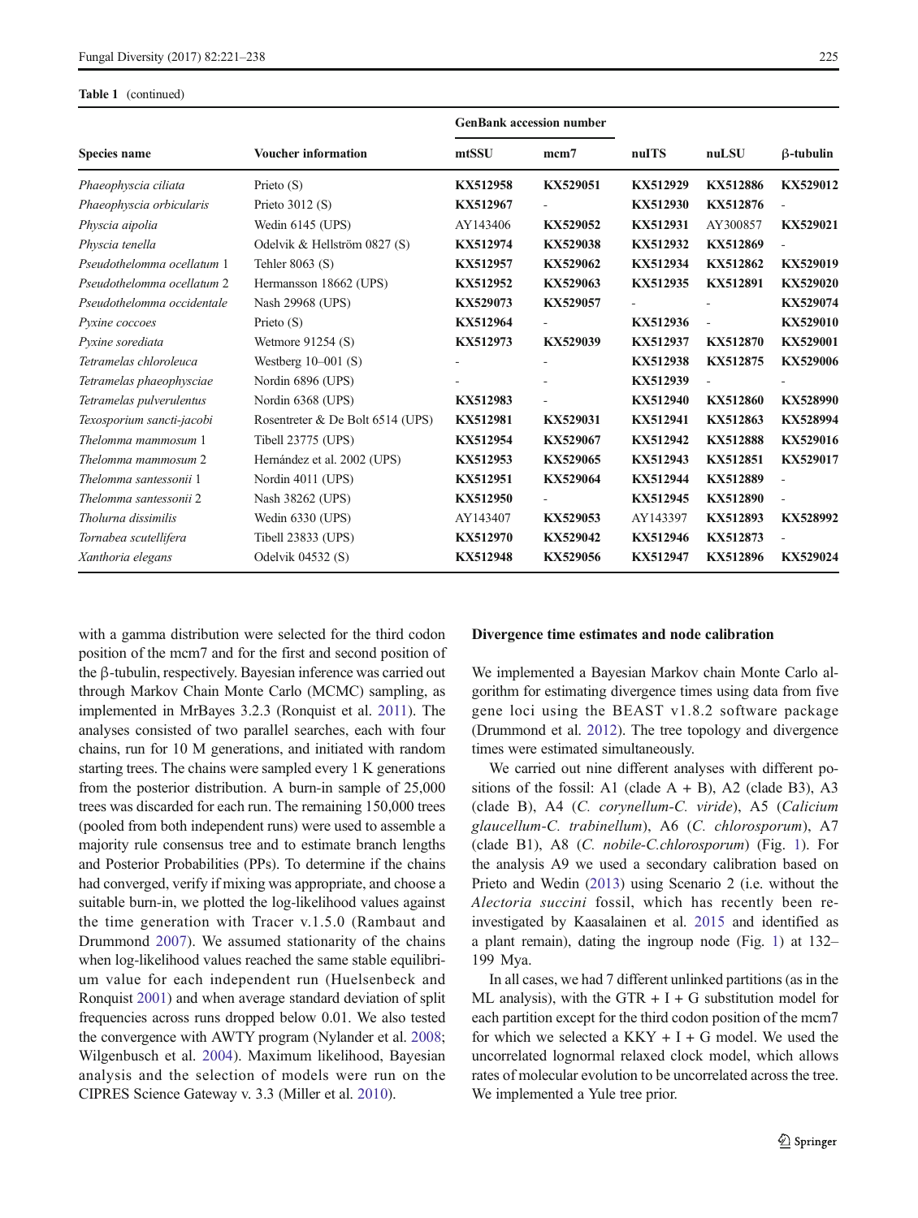**Table 1** (continued)

| Species name | Voucher information | GenBank accession number | | | | |
|---|---|---|---|---|---|---|
| | | mtSSU | mcm7 | nuITS | nuLSU | β-tubulin |
| *Phaeophyscia ciliata* | Prieto (S) | **KX512958** | **KX529051** | **KX512929** | **KX512886** | **KX529012** |
| *Phaeophyscia orbicularis* | Prieto 3012 (S) | **KX512967** | - | **KX512930** | **KX512876** | - |
| *Physcia aipolia* | Wedin 6145 (UPS) | AY143406 | **KX529052** | **KX512931** | AY300857 | **KX529021** |
| *Physcia tenella* | Odelvik & Hellström 0827 (S) | **KX512974** | **KX529038** | **KX512932** | **KX512869** | - |
| *Pseudothelomma ocellatum* 1 | Tehler 8063 (S) | **KX512957** | **KX529062** | **KX512934** | **KX512862** | **KX529019** |
| *Pseudothelomma ocellatum* 2 | Hermansson 18662 (UPS) | **KX512952** | **KX529063** | **KX512935** | **KX512891** | **KX529020** |
| *Pseudothelomma occidentale* | Nash 29968 (UPS) | **KX529073** | **KX529057** | - | - | **KX529074** |
| *Pyxine coccoes* | Prieto (S) | **KX512964** | - | **KX512936** | - | **KX529010** |
| *Pyxine sorediata* | Wetmore 91254 (S) | **KX512973** | **KX529039** | **KX512937** | **KX512870** | **KX529001** |
| *Tetramelas chloroleuca* | Westberg 10–001 (S) | - | - | **KX512938** | **KX512875** | **KX529006** |
| *Tetramelas phaeophysciae* | Nordin 6896 (UPS) | - | - | **KX512939** | - | - |
| *Tetramelas pulverulentus* | Nordin 6368 (UPS) | **KX512983** | - | **KX512940** | **KX512860** | **KX528990** |
| *Texosporium sancti-jacobi* | Rosentreter & De Bolt 6514 (UPS) | **KX512981** | **KX529031** | **KX512941** | **KX512863** | **KX528994** |
| *Thelomma mammosum* 1 | Tibell 23775 (UPS) | **KX512954** | **KX529067** | **KX512942** | **KX512888** | **KX529016** |
| *Thelomma mammosum* 2 | Hernández et al. 2002 (UPS) | **KX512953** | **KX529065** | **KX512943** | **KX512851** | **KX529017** |
| *Thelomma santessonii* 1 | Nordin 4011 (UPS) | **KX512951** | **KX529064** | **KX512944** | **KX512889** | - |
| *Thelomma santessonii* 2 | Nash 38262 (UPS) | **KX512950** | - | **KX512945** | **KX512890** | - |
| *Tholurna dissimilis* | Wedin 6330 (UPS) | AY143407 | **KX529053** | AY143397 | **KX512893** | **KX528992** |
| *Tornabea scutellifera* | Tibell 23833 (UPS) | **KX512970** | **KX529042** | **KX512946** | **KX512873** | - |
| *Xanthoria elegans* | Odelvik 04532 (S) | **KX512948** | **KX529056** | **KX512947** | **KX512896** | **KX529024** |

with a gamma distribution were selected for the third codon position of the mcm7 and for the first and second position of the β-tubulin, respectively. Bayesian inference was carried out through Markov Chain Monte Carlo (MCMC) sampling, as implemented in MrBayes 3.2.3 (Ronquist et al. 2011). The analyses consisted of two parallel searches, each with four chains, run for 10 M generations, and initiated with random starting trees. The chains were sampled every 1 K generations from the posterior distribution. A burn-in sample of 25,000 trees was discarded for each run. The remaining 150,000 trees (pooled from both independent runs) were used to assemble a majority rule consensus tree and to estimate branch lengths and Posterior Probabilities (PPs). To determine if the chains had converged, verify if mixing was appropriate, and choose a suitable burn-in, we plotted the log-likelihood values against the time generation with Tracer v.1.5.0 (Rambaut and Drummond 2007). We assumed stationarity of the chains when log-likelihood values reached the same stable equilibrium value for each independent run (Huelsenbeck and Ronquist 2001) and when average standard deviation of split frequencies across runs dropped below 0.01. We also tested the convergence with AWTY program (Nylander et al. 2008; Wilgenbusch et al. 2004). Maximum likelihood, Bayesian analysis and the selection of models were run on the CIPRES Science Gateway v. 3.3 (Miller et al. 2010).

### Divergence time estimates and node calibration

We implemented a Bayesian Markov chain Monte Carlo algorithm for estimating divergence times using data from five gene loci using the BEAST v1.8.2 software package (Drummond et al. 2012). The tree topology and divergence times were estimated simultaneously.

We carried out nine different analyses with different positions of the fossil: A1 (clade A + B), A2 (clade B3), A3 (clade B), A4 (*C. corynellum-C. viride*), A5 (*Calicium glaucellum-C. trabinellum*), A6 (*C. chlorosporum*), A7 (clade B1), A8 (*C. nobile-C.chlorosporum*) (Fig. 1). For the analysis A9 we used a secondary calibration based on Prieto and Wedin (2013) using Scenario 2 (i.e. without the *Alectoria succini* fossil, which has recently been reinvestigated by Kaasalainen et al. 2015 and identified as a plant remain), dating the ingroup node (Fig. 1) at 132–199 Mya.

In all cases, we had 7 different unlinked partitions (as in the ML analysis), with the GTR + I + G substitution model for each partition except for the third codon position of the mcm7 for which we selected a KKY + I + G model. We used the uncorrelated lognormal relaxed clock model, which allows rates of molecular evolution to be uncorrelated across the tree. We implemented a Yule tree prior.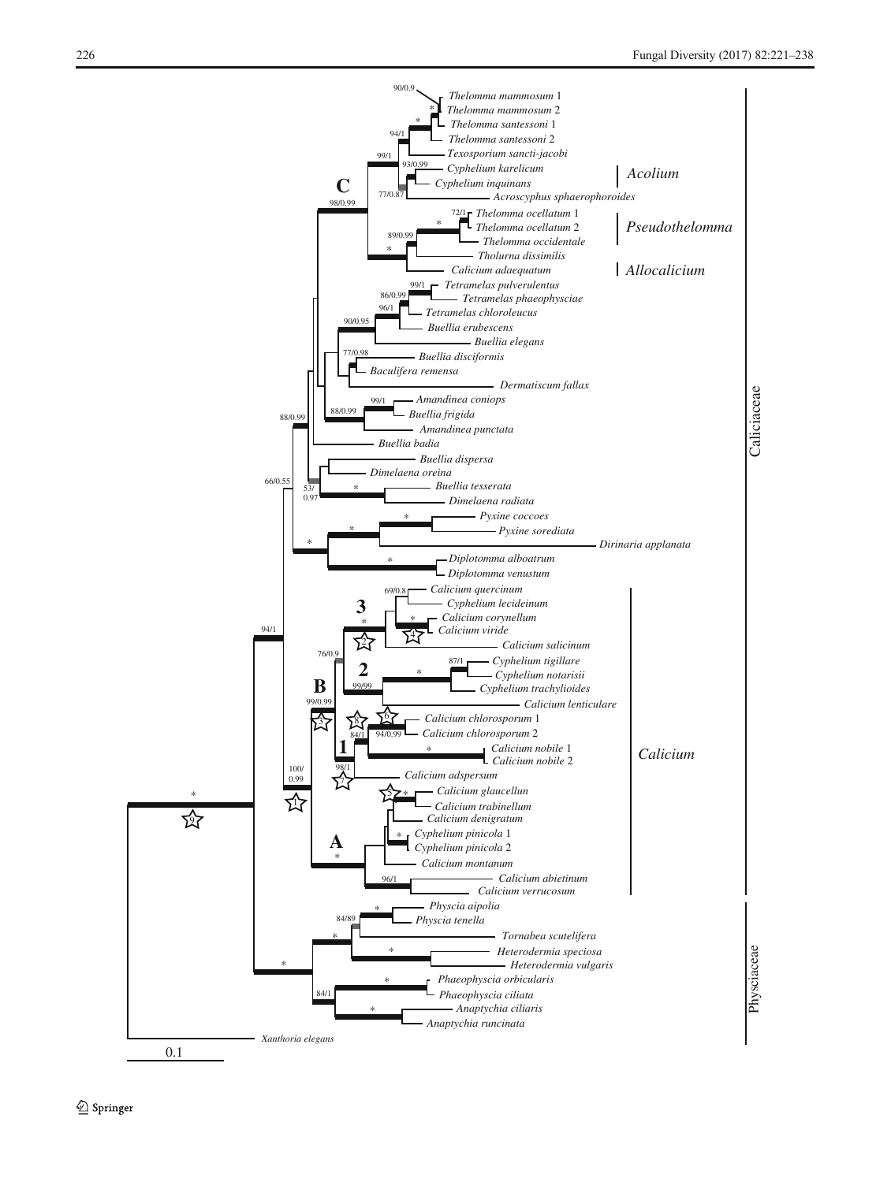Thelomma mammosum 1
Thelomma mammosum 2
Thelomma santessoni 1
Thelomma santessoni 2
Texosporium sancti-jacobi
Cyphelium karelicum
Cyphelium inquinans
Acroscyphus sphaerophoroides
Thelomma ocellatum 1
Thelomma ocellatum 2
Thelomma occidentale
Tholurna dissimilis
Calicium adaequatum
Tetramelas pulverulentus
Tetramelas phaeophysciae
Tetramelas chloroleucus
Buellia erubescens
Buellia elegans
Buellia disciformis
Baculifera remensa
Dermatiscum fallax
Amandinea coniops
Buellia frigida
Amandinea punctata
Buellia badia
Buellia dispersa
Dimelaena oreina
Buellia tesserata
Dimelaena radiata
Pyxine coccoes
Pyxine sorediata
Dirinaria applanata
Diplotomma alboatrum
Diplotomma venustum
Calicium quercinum
Cyphelium lecideinum
Calicium corynellum
Calicium viride
Calicium salicinum
Cyphelium tigillare
Cyphelium notarisii
Cyphelium trachylioides
Calicium lenticulare
Calicium chlorosporum 1
Calicium chlorosporum 2
Calicium nobile 1
Calicium nobile 2
Calicium adspersum
Calicium glaucellum
Calicium trabinellum
Calicium denigratum
Cyphelium pinicola 1
Cyphelium pinicola 2
Calicium montanum
Calicium abietinum
Calicium verrucosum
Physcia aipolia
Physcia tenella
Tornabea scutelifera
Heterodermia speciosa
Heterodermia vulgaris
Phaeophyscia orbicularis
Phaeophyscia ciliata
Anaptychia ciliaris
Anaptychia runcinata
Xanthoria elegans

*Acolium*
*Pseudothelomma*
*Allocalicium*
*Calicium*
Caliciaceae
Physciaceae

0.1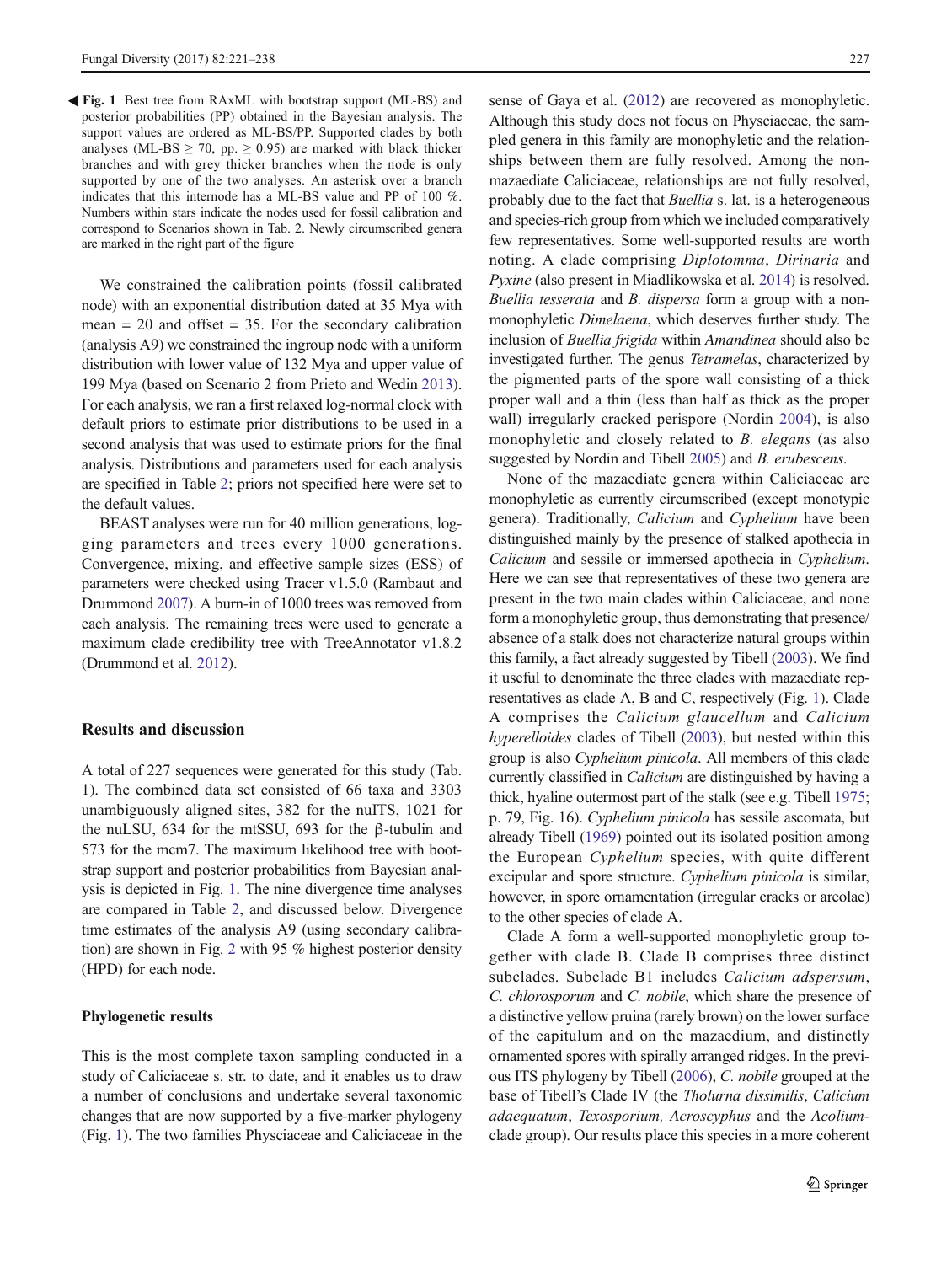◀ **Fig. 1** Best tree from RAxML with bootstrap support (ML-BS) and posterior probabilities (PP) obtained in the Bayesian analysis. The support values are ordered as ML-BS/PP. Supported clades by both analyses (ML-BS ≥ 70, pp. ≥ 0.95) are marked with black thicker branches and with grey thicker branches when the node is only supported by one of the two analyses. An asterisk over a branch indicates that this internode has a ML-BS value and PP of 100 %. Numbers within stars indicate the nodes used for fossil calibration and correspond to Scenarios shown in Tab. 2. Newly circumscribed genera are marked in the right part of the figure

We constrained the calibration points (fossil calibrated node) with an exponential distribution dated at 35 Mya with mean = 20 and offset = 35. For the secondary calibration (analysis A9) we constrained the ingroup node with a uniform distribution with lower value of 132 Mya and upper value of 199 Mya (based on Scenario 2 from Prieto and Wedin 2013). For each analysis, we ran a first relaxed log-normal clock with default priors to estimate prior distributions to be used in a second analysis that was used to estimate priors for the final analysis. Distributions and parameters used for each analysis are specified in Table 2; priors not specified here were set to the default values.

BEAST analyses were run for 40 million generations, logging parameters and trees every 1000 generations. Convergence, mixing, and effective sample sizes (ESS) of parameters were checked using Tracer v1.5.0 (Rambaut and Drummond 2007). A burn-in of 1000 trees was removed from each analysis. The remaining trees were used to generate a maximum clade credibility tree with TreeAnnotator v1.8.2 (Drummond et al. 2012).

## Results and discussion

A total of 227 sequences were generated for this study (Tab. 1). The combined data set consisted of 66 taxa and 3303 unambiguously aligned sites, 382 for the nuITS, 1021 for the nuLSU, 634 for the mtSSU, 693 for the β-tubulin and 573 for the mcm7. The maximum likelihood tree with bootstrap support and posterior probabilities from Bayesian analysis is depicted in Fig. 1. The nine divergence time analyses are compared in Table 2, and discussed below. Divergence time estimates of the analysis A9 (using secondary calibration) are shown in Fig. 2 with 95 % highest posterior density (HPD) for each node.

### Phylogenetic results

This is the most complete taxon sampling conducted in a study of Caliciaceae s. str. to date, and it enables us to draw a number of conclusions and undertake several taxonomic changes that are now supported by a five-marker phylogeny (Fig. 1). The two families Physciaceae and Caliciaceae in the sense of Gaya et al. (2012) are recovered as monophyletic. Although this study does not focus on Physciaceae, the sampled genera in this family are monophyletic and the relationships between them are fully resolved. Among the non-mazaediate Caliciaceae, relationships are not fully resolved, probably due to the fact that *Buellia* s. lat. is a heterogeneous and species-rich group from which we included comparatively few representatives. Some well-supported results are worth noting. A clade comprising *Diplotomma*, *Dirinaria* and *Pyxine* (also present in Miadlikowska et al. 2014) is resolved. *Buellia tesserata* and *B. dispersa* form a group with a non-monophyletic *Dimelaena*, which deserves further study. The inclusion of *Buellia frigida* within *Amandinea* should also be investigated further. The genus *Tetramelas*, characterized by the pigmented parts of the spore wall consisting of a thick proper wall and a thin (less than half as thick as the proper wall) irregularly cracked perispore (Nordin 2004), is also monophyletic and closely related to *B. elegans* (as also suggested by Nordin and Tibell 2005) and *B. erubescens*.

None of the mazaediate genera within Caliciaceae are monophyletic as currently circumscribed (except monotypic genera). Traditionally, *Calicium* and *Cyphelium* have been distinguished mainly by the presence of stalked apothecia in *Calicium* and sessile or immersed apothecia in *Cyphelium*. Here we can see that representatives of these two genera are present in the two main clades within Caliciaceae, and none form a monophyletic group, thus demonstrating that presence/absence of a stalk does not characterize natural groups within this family, a fact already suggested by Tibell (2003). We find it useful to denominate the three clades with mazaediate representatives as clade A, B and C, respectively (Fig. 1). Clade A comprises the *Calicium glaucellum* and *Calicium hyperelloides* clades of Tibell (2003), but nested within this group is also *Cyphelium pinicola*. All members of this clade currently classified in *Calicium* are distinguished by having a thick, hyaline outermost part of the stalk (see e.g. Tibell 1975; p. 79, Fig. 16). *Cyphelium pinicola* has sessile ascomata, but already Tibell (1969) pointed out its isolated position among the European *Cyphelium* species, with quite different excipular and spore structure. *Cyphelium pinicola* is similar, however, in spore ornamentation (irregular cracks or areolae) to the other species of clade A.

Clade A form a well-supported monophyletic group together with clade B. Clade B comprises three distinct subclades. Subclade B1 includes *Calicium adspersum*, *C. chlorosporum* and *C. nobile*, which share the presence of a distinctive yellow pruina (rarely brown) on the lower surface of the capitulum and on the mazaedium, and distinctly ornamented spores with spirally arranged ridges. In the previous ITS phylogeny by Tibell (2006), *C. nobile* grouped at the base of Tibell's Clade IV (the *Tholurna dissimilis*, *Calicium adaequatum*, *Texosporium, Acroscyphus* and the *Acolium*-clade group). Our results place this species in a more coherent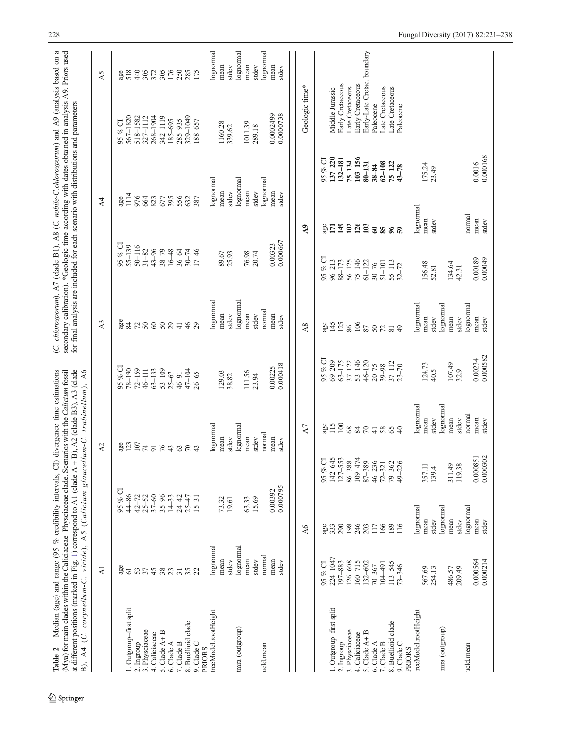**Table 2** Median (age) and range (95 % credibility intervals, CI) divergence time estimations (Mya) for main clades within the Caliciaceae–Physciaceae clade. Scenarios with the *Calicium* fossil at different positions (marked in Fig. 1) correspond to A1 (clade A + B), A2 (clade B3), A3 (clade B), A4 (*C. corynellum*–*C. viride*), A5 (*Calicium glaucellum*–*C. trabinellum*), A6 (*C. chlorosporum*), A7 (clade B1), A8 (*C. nobile*–*C.chlorosporum*) and A9 (analysis based on a secondary calibration). *Geologic time according with dates obtained in analysis A9. Priors used for final analysis are included for each scenario with distributions and parameters

| | A1 | | A2 | | A3 | | A4 | | A5 |
|---|---|---|---|---|---|---|---|---|---|
| | age | 95 % CI | age | 95 % CI | age | 95 % CI | age | 95 % CI | age |
| 1. Outgroup–first split | 61 | 44–86 | 123 | 78–190 | 84 | 55–139 | 1114 | 567–1820 | 518 |
| 2. Ingroup | 53 | 42–72 | 107 | 72–159 | 72 | 50–116 | 976 | 518–1582 | 440 |
| 3. Physciaceae | 37 | 25–52 | 74 | 46–111 | 50 | 31–82 | 664 | 327–1112 | 305 |
| 4. Caliciaceae | 45 | 37–60 | 91 | 63–133 | 60 | 43–96 | 823 | 268–1904 | 372 |
| 5. Clade A + B | 38 | 35–96 | 76 | 53–109 | 50 | 38–79 | 677 | 342–1119 | 305 |
| 6. Clade A | 23 | 14–33 | 43 | 25–67 | 29 | 16–48 | 395 | 185–695 | 176 |
| 7. Clade B | 31 | 24–42 | 63 | 46–91 | 41 | 36–64 | 556 | 285–935 | 250 |
| 8. Buellioid clade | 35 | 25–47 | 70 | 47–104 | 46 | 30–74 | 632 | 329–1049 | 285 |
| 9. Clade C | 22 | 15–31 | 43 | 26–65 | 29 | 17–46 | 387 | 188–657 | 175 |
| PRIORS | | | | | | | | | |
| treeModel.rootHeight | lognormal | | lognormal | | lognormal | | lognormal | | lognormal |
| | mean | 73.32 | mean | 129.03 | mean | 89.67 | mean | 1160.28 | mean |
| | stdev | 19.61 | stdev | 38.82 | stdev | 25.93 | stdev | 339.62 | stdev |
| tmra (outgroup) | lognormal | | lognormal | | lognormal | | lognormal | | lognormal |
| | mean | 63.33 | mean | 111.56 | mean | 76.98 | mean | 1011.39 | mean |
| | stdev | 15.69 | stdev | 23.94 | stdev | 20.74 | stdev | 289.18 | stdev |
| ucld.mean | normal | | normal | | normal | | lognormal | | lognormal |
| | mean | 0.00392 | mean | 0.00225 | mean | 0.00323 | mean | 0.0002499 | mean |
| | stdev | 0.000795 | stdev | 0.000418 | stdev | 0.000667 | stdev | 0.0000738 | stdev |

| | | A6 | | A7 | | A8 | | A9 | | Geologic time* |
|---|---|---|---|---|---|---|---|---|---|---|
| | 95 % CI | age | 95 % CI | age | 95 % CI | age | 95 % CI | age | 95 % CI | |
| 1. Outgroup–first split | 224–1047 | 333 | 142–645 | 115 | 69–209 | 145 | 96–213 | **171** | **137–220** | Middle Jurassic |
| 2. Ingroup | 197–883 | 290 | 127–553 | 100 | 63–175 | 125 | 88–173 | **149** | **132–181** | Early Cretaceous |
| 3. Physciaceae | 126–608 | 198 | 86–388 | 68 | 37–122 | 86 | 56–125 | **102** | **75–134** | Late Cretaceous |
| 4. Caliciaceae | 160–715 | 246 | 109–474 | 84 | 53–146 | 106 | 75–146 | **126** | **103–156** | Early Cretaceous |
| 5. Clade A + B | 132–602 | 203 | 87–389 | 70 | 46–120 | 87 | 61–122 | **103** | **80–131** | Early-Late Cretac. boundary |
| 6. Clade A | 70–367 | 117 | 46–236 | 41 | 20–75 | 50 | 30–76 | **60** | **38–84** | Paleocene |
| 7. Clade B | 104–491 | 166 | 72–321 | 58 | 39–98 | 72 | 51–101 | **85** | **62–108** | Late Cretaceous |
| 8. Buellioid clade | 113–545 | 189 | 79–362 | 65 | 37–112 | 81 | 55–113 | **96** | **75–122** | Late Cretaceous |
| 9. Clade C | 73–346 | 116 | 49–226 | 40 | 23–70 | 49 | 32–72 | **59** | **43–78** | Paleocene |
| PRIORS | | | | | | | | | | |
| treeModel.rootHeight | | lognormal | | lognormal | | lognormal | | lognormal | | |
| | 567.69 | mean | 357.11 | mean | 124.73 | mean | 156.48 | mean | 175.24 | |
| | 254.13 | stdev | 139.4 | stdev | 40.5 | stdev | 52.81 | stdev | 23.49 | |
| tmra (outgroup) | | lognormal | | lognormal | | lognormal | | | | |
| | 486.57 | mean | 311.49 | mean | 107.49 | mean | 134.64 | | | |
| | 209.49 | stdev | 119.38 | stdev | 32.9 | stdev | 42.31 | | | |
| ucld.mean | | lognormal | | normal | | lognormal | | normal | | |
| | 0.000564 | mean | 0.000851 | mean | 0.00234 | mean | 0.00189 | mean | 0.0016 | |
| | 0.000214 | stdev | 0.000302 | stdev | 0.000582 | stdev | 0.00049 | stdev | 0.000168 | |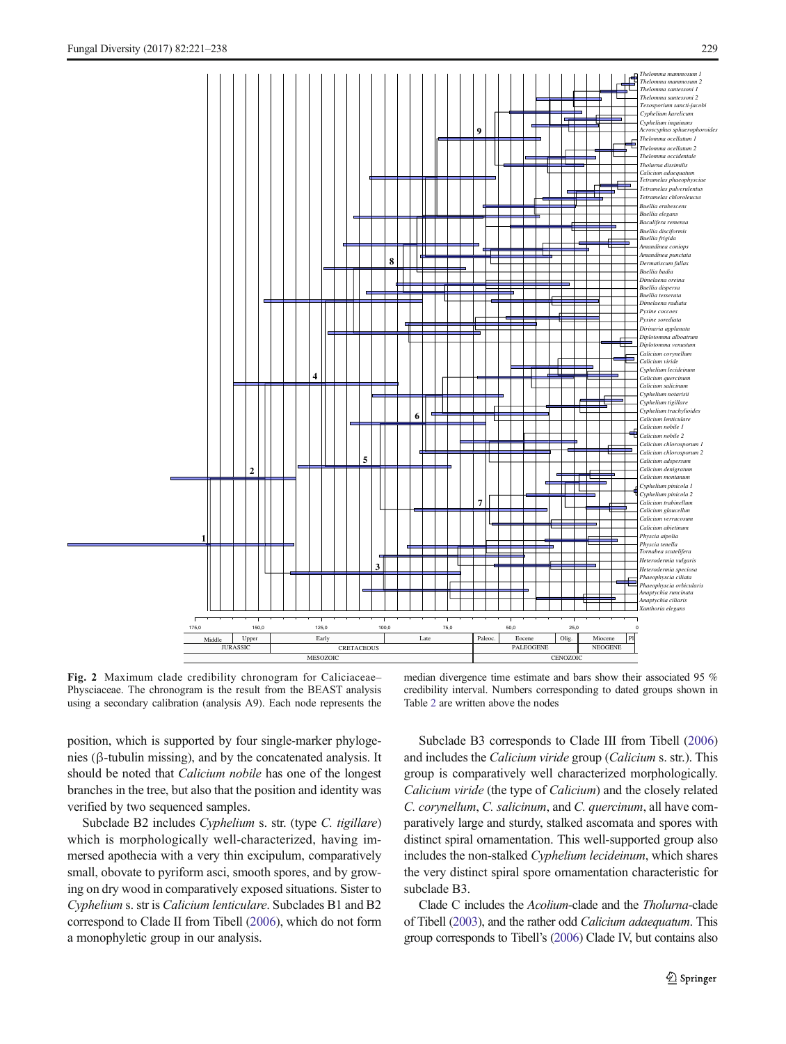Fig. 2 Maximum clade credibility chronogram for Caliciaceae–Physciaceae. The chronogram is the result from the BEAST analysis using a secondary calibration (analysis A9). Each node represents the median divergence time estimate and bars show their associated 95 % credibility interval. Numbers corresponding to dated groups shown in Table 2 are written above the nodes

position, which is supported by four single-marker phylogenies (β-tubulin missing), and by the concatenated analysis. It should be noted that *Calicium nobile* has one of the longest branches in the tree, but also that the position and identity was verified by two sequenced samples.

Subclade B2 includes *Cyphelium* s. str. (type *C. tigillare*) which is morphologically well-characterized, having immersed apothecia with a very thin excipulum, comparatively small, obovate to pyriform asci, smooth spores, and by growing on dry wood in comparatively exposed situations. Sister to *Cyphelium* s. str is *Calicium lenticulare*. Subclades B1 and B2 correspond to Clade II from Tibell (2006), which do not form a monophyletic group in our analysis.

Subclade B3 corresponds to Clade III from Tibell (2006) and includes the *Calicium viride* group (*Calicium* s. str.). This group is comparatively well characterized morphologically. *Calicium viride* (the type of *Calicium*) and the closely related *C. corynellum*, *C. salicinum*, and *C. quercinum*, all have comparatively large and sturdy, stalked ascomata and spores with distinct spiral ornamentation. This well-supported group also includes the non-stalked *Cyphelium lecideinum*, which shares the very distinct spiral spore ornamentation characteristic for subclade B3.

Clade C includes the *Acolium*-clade and the *Tholurna*-clade of Tibell (2003), and the rather odd *Calicium adaequatum*. This group corresponds to Tibell's (2006) Clade IV, but contains also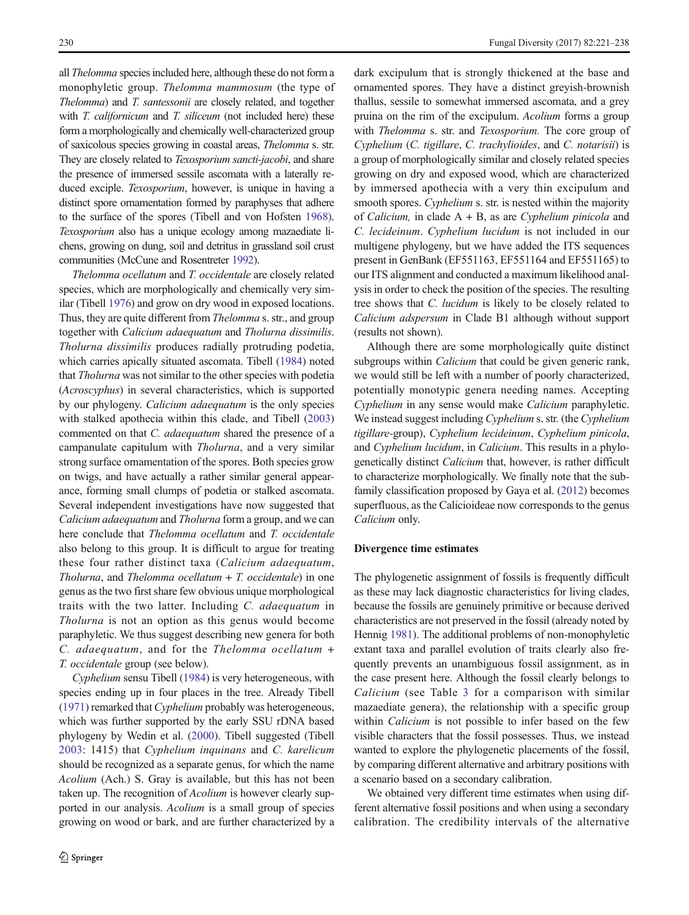all *Thelomma* species included here, although these do not form a monophyletic group. *Thelomma mammosum* (the type of *Thelomma*) and *T. santessonii* are closely related, and together with *T. californicum* and *T. siliceum* (not included here) these form a morphologically and chemically well-characterized group of saxicolous species growing in coastal areas, *Thelomma* s. str. They are closely related to *Texosporium sancti-jacobi*, and share the presence of immersed sessile ascomata with a laterally reduced exciple. *Texosporium*, however, is unique in having a distinct spore ornamentation formed by paraphyses that adhere to the surface of the spores (Tibell and von Hofsten 1968). *Texosporium* also has a unique ecology among mazaediate lichens, growing on dung, soil and detritus in grassland soil crust communities (McCune and Rosentreter 1992).

*Thelomma ocellatum* and *T. occidentale* are closely related species, which are morphologically and chemically very similar (Tibell 1976) and grow on dry wood in exposed locations. Thus, they are quite different from *Thelomma* s. str., and group together with *Calicium adaequatum* and *Tholurna dissimilis*. *Tholurna dissimilis* produces radially protruding podetia, which carries apically situated ascomata. Tibell (1984) noted that *Tholurna* was not similar to the other species with podetia (*Acroscyphus*) in several characteristics, which is supported by our phylogeny. *Calicium adaequatum* is the only species with stalked apothecia within this clade, and Tibell (2003) commented on that *C. adaequatum* shared the presence of a campanulate capitulum with *Tholurna*, and a very similar strong surface ornamentation of the spores. Both species grow on twigs, and have actually a rather similar general appearance, forming small clumps of podetia or stalked ascomata. Several independent investigations have now suggested that *Calicium adaequatum* and *Tholurna* form a group, and we can here conclude that *Thelomma ocellatum* and *T. occidentale* also belong to this group. It is difficult to argue for treating these four rather distinct taxa (*Calicium adaequatum*, *Tholurna*, and *Thelomma ocellatum* + *T. occidentale*) in one genus as the two first share few obvious unique morphological traits with the two latter. Including *C. adaequatum* in *Tholurna* is not an option as this genus would become paraphyletic. We thus suggest describing new genera for both *C. adaequatum*, and for the *Thelomma ocellatum* + *T. occidentale* group (see below).

*Cyphelium* sensu Tibell (1984) is very heterogeneous, with species ending up in four places in the tree. Already Tibell (1971) remarked that *Cyphelium* probably was heterogeneous, which was further supported by the early SSU rDNA based phylogeny by Wedin et al. (2000). Tibell suggested (Tibell 2003: 1415) that *Cyphelium inquinans* and *C. karelicum* should be recognized as a separate genus, for which the name *Acolium* (Ach.) S. Gray is available, but this has not been taken up. The recognition of *Acolium* is however clearly supported in our analysis. *Acolium* is a small group of species growing on wood or bark, and are further characterized by a dark excipulum that is strongly thickened at the base and ornamented spores. They have a distinct greyish-brownish thallus, sessile to somewhat immersed ascomata, and a grey pruina on the rim of the excipulum. *Acolium* forms a group with *Thelomma* s. str. and *Texosporium*. The core group of *Cyphelium* (*C. tigillare*, *C. trachylioides*, and *C. notarisii*) is a group of morphologically similar and closely related species growing on dry and exposed wood, which are characterized by immersed apothecia with a very thin excipulum and smooth spores. *Cyphelium* s. str. is nested within the majority of *Calicium*, in clade A + B, as are *Cyphelium pinicola* and *C. lecideinum*. *Cyphelium lucidum* is not included in our multigene phylogeny, but we have added the ITS sequences present in GenBank (EF551163, EF551164 and EF551165) to our ITS alignment and conducted a maximum likelihood analysis in order to check the position of the species. The resulting tree shows that *C. lucidum* is likely to be closely related to *Calicium adspersum* in Clade B1 although without support (results not shown).

Although there are some morphologically quite distinct subgroups within *Calicium* that could be given generic rank, we would still be left with a number of poorly characterized, potentially monotypic genera needing names. Accepting *Cyphelium* in any sense would make *Calicium* paraphyletic. We instead suggest including *Cyphelium* s. str. (the *Cyphelium tigillare*-group), *Cyphelium lecideinum*, *Cyphelium pinicola*, and *Cyphelium lucidum*, in *Calicium*. This results in a phylogenetically distinct *Calicium* that, however, is rather difficult to characterize morphologically. We finally note that the subfamily classification proposed by Gaya et al. (2012) becomes superfluous, as the Calicioideae now corresponds to the genus *Calicium* only.

### Divergence time estimates

The phylogenetic assignment of fossils is frequently difficult as these may lack diagnostic characteristics for living clades, because the fossils are genuinely primitive or because derived characteristics are not preserved in the fossil (already noted by Hennig 1981). The additional problems of non-monophyletic extant taxa and parallel evolution of traits clearly also frequently prevents an unambiguous fossil assignment, as in the case present here. Although the fossil clearly belongs to *Calicium* (see Table 3 for a comparison with similar mazaediate genera), the relationship with a specific group within *Calicium* is not possible to infer based on the few visible characters that the fossil possesses. Thus, we instead wanted to explore the phylogenetic placements of the fossil, by comparing different alternative and arbitrary positions with a scenario based on a secondary calibration.

We obtained very different time estimates when using different alternative fossil positions and when using a secondary calibration. The credibility intervals of the alternative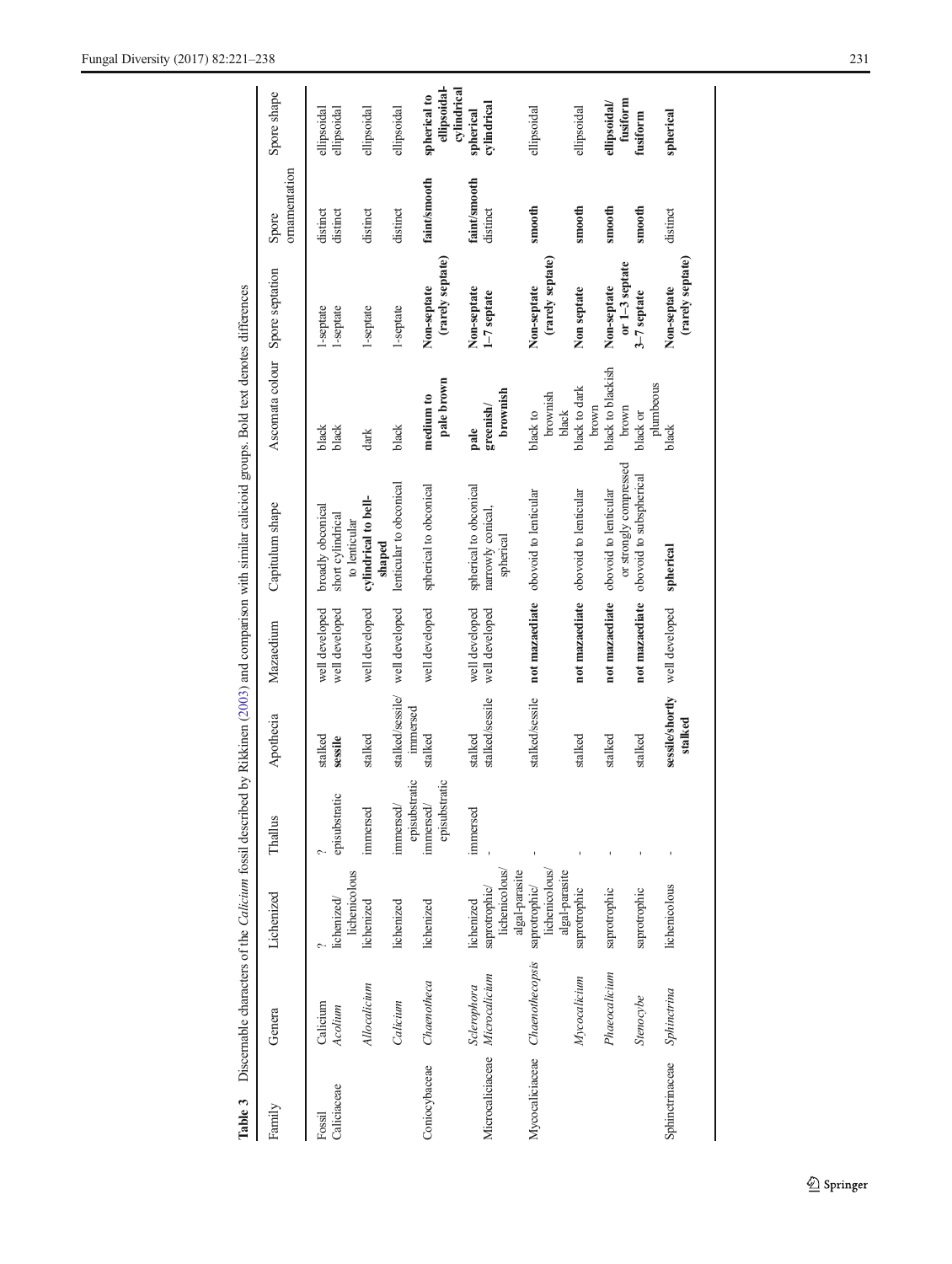**Table 3** Discernable characters of the *Calicium* fossil described by Rikkinen (2003) and comparison with similar calicioid groups. Bold text denotes differences

| Family | Genera | Lichenized | Thallus | Apothecia | Mazaedium | Capitulum shape | Ascomata colour | Spore septation | Spore ornamentation | Spore shape |
|---|---|---|---|---|---|---|---|---|---|---|
| Fossil | Calicium | ? | ? | stalked | well developed | broadly obconical | black | 1-septate | distinct | ellipsoidal |
| Caliciaceae | *Acolium* | lichenized/ lichenicolous | episubstratic | **sessile** | well developed | short cylindrical to lenticular | black | 1-septate | distinct | ellipsoidal |
| | *Allocalicium* | lichenized | immersed | stalked | well developed | **cylindrical to bell-shaped** | dark | 1-septate | distinct | ellipsoidal |
| | *Calicium* | lichenized | immersed/ episubstratic | stalked/sessile/ immersed | well developed | lenticular to obconical | black | 1-septate | distinct | ellipsoidal |
| Coniocybaceae | *Chaenotheca* | lichenized | immersed/ episubstratic | stalked | well developed | spherical to obconical | **medium to pale brown** | **Non-septate (rarely septate)** | **faint/smooth** | **spherical to ellipsoidal-cylindrical** |
| | *Sclerophora* | lichenized | immersed | stalked | well developed | spherical to obconical | **pale** | **Non-septate** | **faint/smooth** | **spherical** |
| Microcaliciaceae | *Microcalicium* | saprotrophic/ lichenicolous/ algal-parasite | - | stalked/sessile | well developed | narrowly conical, spherical | **greenish/ brownish** | **1–7 septate** | distinct | **cylindrical** |
| Mycocaliciaceae | *Chaenothecopsis* | saprotrophic/ lichenicolous/ algal-parasite | - | stalked/sessile | **not mazaediate** | obovoid to lenticular | black to brownish black | **Non-septate (rarely septate)** | **smooth** | ellipsoidal |
| | *Mycocalicium* | saprotrophic | - | stalked | **not mazaediate** | obovoid to lenticular | black to dark brown | **Non septate** | **smooth** | ellipsoidal |
| | *Phaeocalicium* | saprotrophic | - | stalked | **not mazaediate** | obovoid to lenticular or strongly compressed | black to blackish brown | **Non-septate or 1–3 septate** | **smooth** | **ellipsoidal/ fusiform** |
| | *Stenocybe* | saprotrophic | - | stalked | **not mazaediate** | obovoid to subspherical | black or plumbeous | **3–7 septate** | **smooth** | **fusiform** |
| Sphinctrinaceae | *Sphinctrina* | lichenicolous | - | **sessile/shortly stalked** | well developed | **spherical** | black | **Non-septate (rarely septate)** | distinct | **spherical** |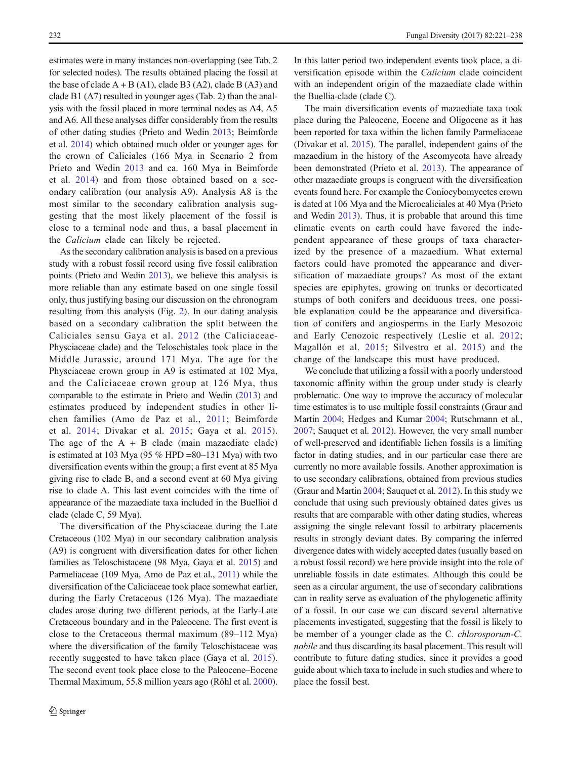estimates were in many instances non-overlapping (see Tab. 2 for selected nodes). The results obtained placing the fossil at the base of clade A + B (A1), clade B3 (A2), clade B (A3) and clade B1 (A7) resulted in younger ages (Tab. 2) than the analysis with the fossil placed in more terminal nodes as A4, A5 and A6. All these analyses differ considerably from the results of other dating studies (Prieto and Wedin 2013; Beimforde et al. 2014) which obtained much older or younger ages for the crown of Caliciales (166 Mya in Scenario 2 from Prieto and Wedin 2013 and ca. 160 Mya in Beimforde et al. 2014) and from those obtained based on a secondary calibration (our analysis A9). Analysis A8 is the most similar to the secondary calibration analysis suggesting that the most likely placement of the fossil is close to a terminal node and thus, a basal placement in the *Calicium* clade can likely be rejected.

As the secondary calibration analysis is based on a previous study with a robust fossil record using five fossil calibration points (Prieto and Wedin 2013), we believe this analysis is more reliable than any estimate based on one single fossil only, thus justifying basing our discussion on the chronogram resulting from this analysis (Fig. 2). In our dating analysis based on a secondary calibration the split between the Caliciales sensu Gaya et al. 2012 (the Caliciaceae-Physciaceae clade) and the Teloschistales took place in the Middle Jurassic, around 171 Mya. The age for the Physciaceae crown group in A9 is estimated at 102 Mya, and the Caliciaceae crown group at 126 Mya, thus comparable to the estimate in Prieto and Wedin (2013) and estimates produced by independent studies in other lichen families (Amo de Paz et al., 2011; Beimforde et al. 2014; Divakar et al. 2015; Gaya et al. 2015). The age of the A + B clade (main mazaediate clade) is estimated at 103 Mya (95 % HPD =80–131 Mya) with two diversification events within the group; a first event at 85 Mya giving rise to clade B, and a second event at 60 Mya giving rise to clade A. This last event coincides with the time of appearance of the mazaediate taxa included in the Buellioi d clade (clade C, 59 Mya).

The diversification of the Physciaceae during the Late Cretaceous (102 Mya) in our secondary calibration analysis (A9) is congruent with diversification dates for other lichen families as Teloschistaceae (98 Mya, Gaya et al. 2015) and Parmeliaceae (109 Mya, Amo de Paz et al., 2011) while the diversification of the Caliciaceae took place somewhat earlier, during the Early Cretaceous (126 Mya). The mazaediate clades arose during two different periods, at the Early-Late Cretaceous boundary and in the Paleocene. The first event is close to the Cretaceous thermal maximum (89–112 Mya) where the diversification of the family Teloschistaceae was recently suggested to have taken place (Gaya et al. 2015). The second event took place close to the Paleocene–Eocene Thermal Maximum, 55.8 million years ago (Röhl et al. 2000). In this latter period two independent events took place, a diversification episode within the *Calicium* clade coincident with an independent origin of the mazaediate clade within the Buellia-clade (clade C).

The main diversification events of mazaediate taxa took place during the Paleocene, Eocene and Oligocene as it has been reported for taxa within the lichen family Parmeliaceae (Divakar et al. 2015). The parallel, independent gains of the mazaedium in the history of the Ascomycota have already been demonstrated (Prieto et al. 2013). The appearance of other mazaediate groups is congruent with the diversification events found here. For example the Coniocybomycetes crown is dated at 106 Mya and the Microcaliciales at 40 Mya (Prieto and Wedin 2013). Thus, it is probable that around this time climatic events on earth could have favored the independent appearance of these groups of taxa characterized by the presence of a mazaedium. What external factors could have promoted the appearance and diversification of mazaediate groups? As most of the extant species are epiphytes, growing on trunks or decorticated stumps of both conifers and deciduous trees, one possible explanation could be the appearance and diversification of conifers and angiosperms in the Early Mesozoic and Early Cenozoic respectively (Leslie et al. 2012; Magallón et al. 2015; Silvestro et al. 2015) and the change of the landscape this must have produced.

We conclude that utilizing a fossil with a poorly understood taxonomic affinity within the group under study is clearly problematic. One way to improve the accuracy of molecular time estimates is to use multiple fossil constraints (Graur and Martin 2004; Hedges and Kumar 2004; Rutschmann et al., 2007; Sauquet et al. 2012). However, the very small number of well-preserved and identifiable lichen fossils is a limiting factor in dating studies, and in our particular case there are currently no more available fossils. Another approximation is to use secondary calibrations, obtained from previous studies (Graur and Martin 2004; Sauquet et al. 2012). In this study we conclude that using such previously obtained dates gives us results that are comparable with other dating studies, whereas assigning the single relevant fossil to arbitrary placements results in strongly deviant dates. By comparing the inferred divergence dates with widely accepted dates (usually based on a robust fossil record) we here provide insight into the role of unreliable fossils in date estimates. Although this could be seen as a circular argument, the use of secondary calibrations can in reality serve as evaluation of the phylogenetic affinity of a fossil. In our case we can discard several alternative placements investigated, suggesting that the fossil is likely to be member of a younger clade as the *C. chlorosporum*-*C. nobile* and thus discarding its basal placement. This result will contribute to future dating studies, since it provides a good guide about which taxa to include in such studies and where to place the fossil best.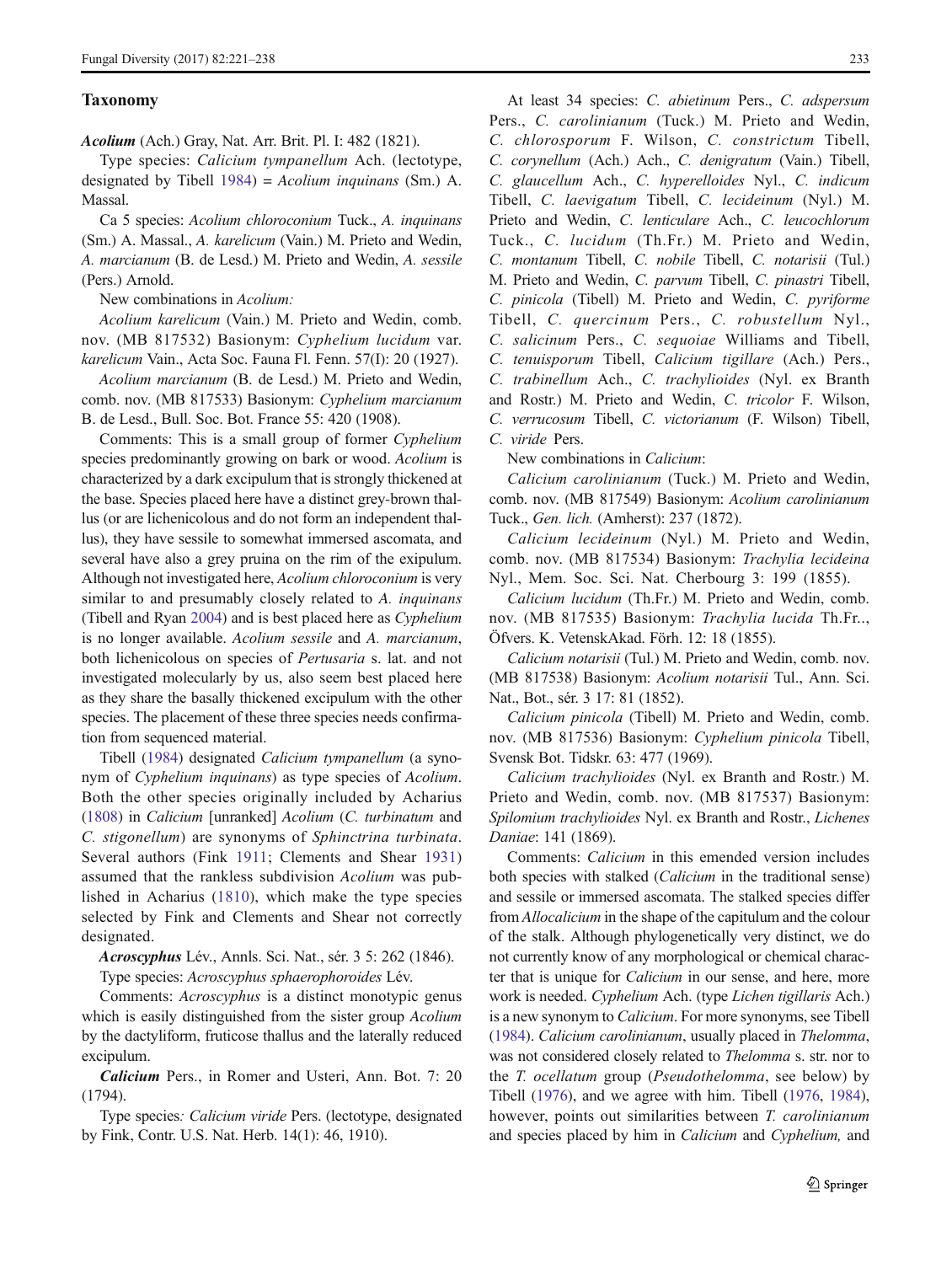## Taxonomy

***Acolium*** (Ach.) Gray, Nat. Arr. Brit. Pl. I: 482 (1821).

Type species: *Calicium tympanellum* Ach. (lectotype, designated by Tibell 1984) = *Acolium inquinans* (Sm.) A. Massal.

Ca 5 species: *Acolium chloroconium* Tuck., *A. inquinans* (Sm.) A. Massal., *A. karelicum* (Vain.) M. Prieto and Wedin, *A. marcianum* (B. de Lesd.) M. Prieto and Wedin, *A. sessile* (Pers.) Arnold.

New combinations in *Acolium:*

*Acolium karelicum* (Vain.) M. Prieto and Wedin, comb. nov. (MB 817532) Basionym: *Cyphelium lucidum* var. *karelicum* Vain., Acta Soc. Fauna Fl. Fenn. 57(I): 20 (1927).

*Acolium marcianum* (B. de Lesd.) M. Prieto and Wedin, comb. nov. (MB 817533) Basionym: *Cyphelium marcianum* B. de Lesd., Bull. Soc. Bot. France 55: 420 (1908).

Comments: This is a small group of former *Cyphelium* species predominantly growing on bark or wood. *Acolium* is characterized by a dark excipulum that is strongly thickened at the base. Species placed here have a distinct grey-brown thallus (or are lichenicolous and do not form an independent thallus), they have sessile to somewhat immersed ascomata, and several have also a grey pruina on the rim of the exipulum. Although not investigated here, *Acolium chloroconium* is very similar to and presumably closely related to *A. inquinans* (Tibell and Ryan 2004) and is best placed here as *Cyphelium* is no longer available. *Acolium sessile* and *A. marcianum*, both lichenicolous on species of *Pertusaria* s. lat. and not investigated molecularly by us, also seem best placed here as they share the basally thickened excipulum with the other species. The placement of these three species needs confirmation from sequenced material.

Tibell (1984) designated *Calicium tympanellum* (a synonym of *Cyphelium inquinans*) as type species of *Acolium*. Both the other species originally included by Acharius (1808) in *Calicium* [unranked] *Acolium* (*C. turbinatum* and *C. stigonellum*) are synonyms of *Sphinctrina turbinata*. Several authors (Fink 1911; Clements and Shear 1931) assumed that the rankless subdivision *Acolium* was published in Acharius (1810), which make the type species selected by Fink and Clements and Shear not correctly designated.

***Acroscyphus*** Lév., Annls. Sci. Nat., sér. 3 5: 262 (1846).

Type species: *Acroscyphus sphaerophoroides* Lév.

Comments: *Acroscyphus* is a distinct monotypic genus which is easily distinguished from the sister group *Acolium* by the dactyliform, fruticose thallus and the laterally reduced excipulum.

***Calicium*** Pers., in Romer and Usteri, Ann. Bot. 7: 20 (1794).

Type species*:* *Calicium viride* Pers. (lectotype, designated by Fink, Contr. U.S. Nat. Herb. 14(1): 46, 1910).

At least 34 species: *C. abietinum* Pers., *C. adspersum* Pers., *C. carolinianum* (Tuck.) M. Prieto and Wedin, *C. chlorosporum* F. Wilson, *C. constrictum* Tibell, *C. corynellum* (Ach.) Ach., *C. denigratum* (Vain.) Tibell, *C. glaucellum* Ach., *C. hyperelloides* Nyl., *C. indicum* Tibell, *C. laevigatum* Tibell, *C. lecideinum* (Nyl.) M. Prieto and Wedin, *C. lenticulare* Ach., *C. leucochlorum* Tuck., *C. lucidum* (Th.Fr.) M. Prieto and Wedin, *C. montanum* Tibell, *C. nobile* Tibell, *C. notarisii* (Tul.) M. Prieto and Wedin, *C. parvum* Tibell, *C. pinastri* Tibell, *C. pinicola* (Tibell) M. Prieto and Wedin, *C. pyriforme* Tibell, *C. quercinum* Pers., *C. robustellum* Nyl., *C. salicinum* Pers., *C. sequoiae* Williams and Tibell, *C. tenuisporum* Tibell, *Calicium tigillare* (Ach.) Pers., *C. trabinellum* Ach., *C. trachylioides* (Nyl. ex Branth and Rostr.) M. Prieto and Wedin, *C. tricolor* F. Wilson, *C. verrucosum* Tibell, *C. victorianum* (F. Wilson) Tibell, *C. viride* Pers.

New combinations in *Calicium*:

*Calicium carolinianum* (Tuck.) M. Prieto and Wedin, comb. nov. (MB 817549) Basionym: *Acolium carolinianum* Tuck., *Gen. lich.* (Amherst): 237 (1872).

*Calicium lecideinum* (Nyl.) M. Prieto and Wedin, comb. nov. (MB 817534) Basionym: *Trachylia lecideina* Nyl., Mem. Soc. Sci. Nat. Cherbourg 3: 199 (1855).

*Calicium lucidum* (Th.Fr.) M. Prieto and Wedin, comb. nov. (MB 817535) Basionym: *Trachylia lucida* Th.Fr.., Öfvers. K. VetenskAkad. Förh. 12: 18 (1855).

*Calicium notarisii* (Tul.) M. Prieto and Wedin, comb. nov. (MB 817538) Basionym: *Acolium notarisii* Tul., Ann. Sci. Nat., Bot., sér. 3 17: 81 (1852).

*Calicium pinicola* (Tibell) M. Prieto and Wedin, comb. nov. (MB 817536) Basionym: *Cyphelium pinicola* Tibell, Svensk Bot. Tidskr. 63: 477 (1969).

*Calicium trachylioides* (Nyl. ex Branth and Rostr.) M. Prieto and Wedin, comb. nov. (MB 817537) Basionym: *Spilomium trachylioides* Nyl. ex Branth and Rostr., *Lichenes Daniae*: 141 (1869).

Comments: *Calicium* in this emended version includes both species with stalked (*Calicium* in the traditional sense) and sessile or immersed ascomata. The stalked species differ from *Allocalicium* in the shape of the capitulum and the colour of the stalk. Although phylogenetically very distinct, we do not currently know of any morphological or chemical character that is unique for *Calicium* in our sense, and here, more work is needed. *Cyphelium* Ach. (type *Lichen tigillaris* Ach.) is a new synonym to *Calicium*. For more synonyms, see Tibell (1984). *Calicium carolinianum*, usually placed in *Thelomma*, was not considered closely related to *Thelomma* s. str. nor to the *T. ocellatum* group (*Pseudothelomma*, see below) by Tibell (1976), and we agree with him. Tibell (1976, 1984), however, points out similarities between *T. carolinianum* and species placed by him in *Calicium* and *Cyphelium,* and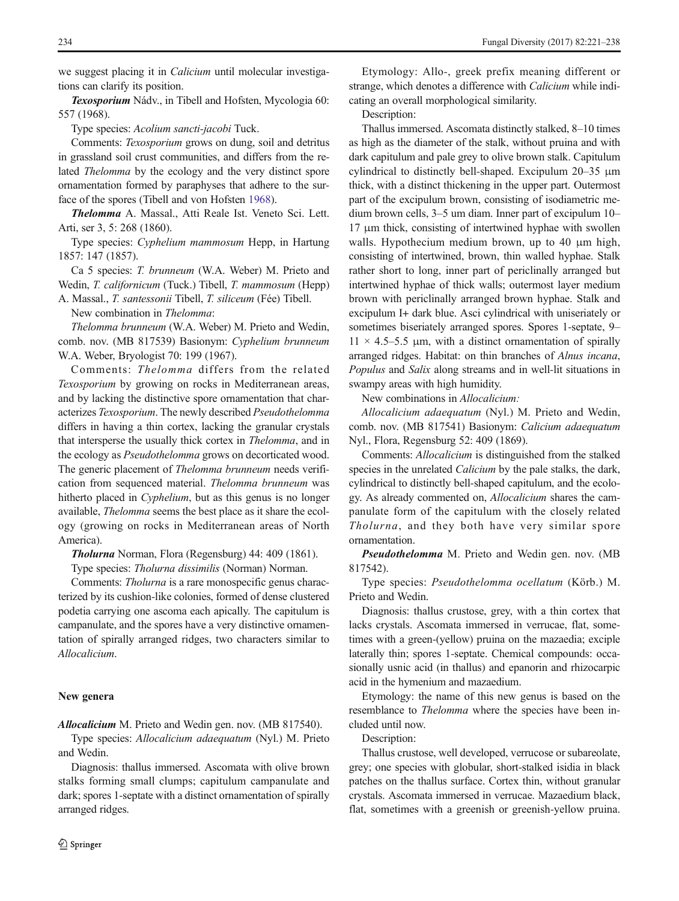we suggest placing it in *Calicium* until molecular investigations can clarify its position.

***Texosporium*** Nádv., in Tibell and Hofsten, Mycologia 60: 557 (1968).

Type species: *Acolium sancti-jacobi* Tuck.

Comments: *Texosporium* grows on dung, soil and detritus in grassland soil crust communities, and differs from the related *Thelomma* by the ecology and the very distinct spore ornamentation formed by paraphyses that adhere to the surface of the spores (Tibell and von Hofsten 1968).

***Thelomma*** A. Massal., Atti Reale Ist. Veneto Sci. Lett. Arti, ser 3, 5: 268 (1860).

Type species: *Cyphelium mammosum* Hepp, in Hartung 1857: 147 (1857).

Ca 5 species: *T. brunneum* (W.A. Weber) M. Prieto and Wedin, *T. californicum* (Tuck.) Tibell, *T. mammosum* (Hepp) A. Massal., *T. santessonii* Tibell, *T. siliceum* (Fée) Tibell.

New combination in *Thelomma*:

*Thelomma brunneum* (W.A. Weber) M. Prieto and Wedin, comb. nov. (MB 817539) Basionym: *Cyphelium brunneum* W.A. Weber, Bryologist 70: 199 (1967).

Comments: *Thelomma* differs from the related *Texosporium* by growing on rocks in Mediterranean areas, and by lacking the distinctive spore ornamentation that characterizes *Texosporium*. The newly described *Pseudothelomma* differs in having a thin cortex, lacking the granular crystals that intersperse the usually thick cortex in *Thelomma*, and in the ecology as *Pseudothelomma* grows on decorticated wood. The generic placement of *Thelomma brunneum* needs verification from sequenced material. *Thelomma brunneum* was hitherto placed in *Cyphelium*, but as this genus is no longer available, *Thelomma* seems the best place as it share the ecology (growing on rocks in Mediterranean areas of North America).

***Tholurna*** Norman, Flora (Regensburg) 44: 409 (1861).

Type species: *Tholurna dissimilis* (Norman) Norman.

Comments: *Tholurna* is a rare monospecific genus characterized by its cushion-like colonies, formed of dense clustered podetia carrying one ascoma each apically. The capitulum is campanulate, and the spores have a very distinctive ornamentation of spirally arranged ridges, two characters similar to *Allocalicium*.

## New genera

***Allocalicium*** M. Prieto and Wedin gen. nov. (MB 817540).

Type species: *Allocalicium adaequatum* (Nyl.) M. Prieto and Wedin.

Diagnosis: thallus immersed. Ascomata with olive brown stalks forming small clumps; capitulum campanulate and dark; spores 1-septate with a distinct ornamentation of spirally arranged ridges.

Etymology: Allo-, greek prefix meaning different or strange, which denotes a difference with *Calicium* while indicating an overall morphological similarity.

Description:

Thallus immersed. Ascomata distinctly stalked, 8–10 times as high as the diameter of the stalk, without pruina and with dark capitulum and pale grey to olive brown stalk. Capitulum cylindrical to distinctly bell-shaped. Excipulum 20–35 μm thick, with a distinct thickening in the upper part. Outermost part of the excipulum brown, consisting of isodiametric medium brown cells, 3–5 um diam. Inner part of excipulum 10–17 μm thick, consisting of intertwined hyphae with swollen walls. Hypothecium medium brown, up to 40 μm high, consisting of intertwined, brown, thin walled hyphae. Stalk rather short to long, inner part of periclinally arranged but intertwined hyphae of thick walls; outermost layer medium brown with periclinally arranged brown hyphae. Stalk and excipulum I+ dark blue. Asci cylindrical with uniseriately or sometimes biseriately arranged spores. Spores 1-septate, 9–11 × 4.5–5.5 μm, with a distinct ornamentation of spirally arranged ridges. Habitat: on thin branches of *Alnus incana*, *Populus* and *Salix* along streams and in well-lit situations in swampy areas with high humidity.

New combinations in *Allocalicium:*

*Allocalicium adaequatum* (Nyl.) M. Prieto and Wedin, comb. nov. (MB 817541) Basionym: *Calicium adaequatum* Nyl., Flora, Regensburg 52: 409 (1869).

Comments: *Allocalicium* is distinguished from the stalked species in the unrelated *Calicium* by the pale stalks, the dark, cylindrical to distinctly bell-shaped capitulum, and the ecology. As already commented on, *Allocalicium* shares the campanulate form of the capitulum with the closely related *Tholurna*, and they both have very similar spore ornamentation.

***Pseudothelomma*** M. Prieto and Wedin gen. nov. (MB 817542).

Type species: *Pseudothelomma ocellatum* (Körb.) M. Prieto and Wedin.

Diagnosis: thallus crustose, grey, with a thin cortex that lacks crystals. Ascomata immersed in verrucae, flat, sometimes with a green-(yellow) pruina on the mazaedia; exciple laterally thin; spores 1-septate. Chemical compounds: occasionally usnic acid (in thallus) and epanorin and rhizocarpic acid in the hymenium and mazaedium.

Etymology: the name of this new genus is based on the resemblance to *Thelomma* where the species have been included until now.

Description:

Thallus crustose, well developed, verrucose or subareolate, grey; one species with globular, short-stalked isidia in black patches on the thallus surface. Cortex thin, without granular crystals. Ascomata immersed in verrucae. Mazaedium black, flat, sometimes with a greenish or greenish-yellow pruina.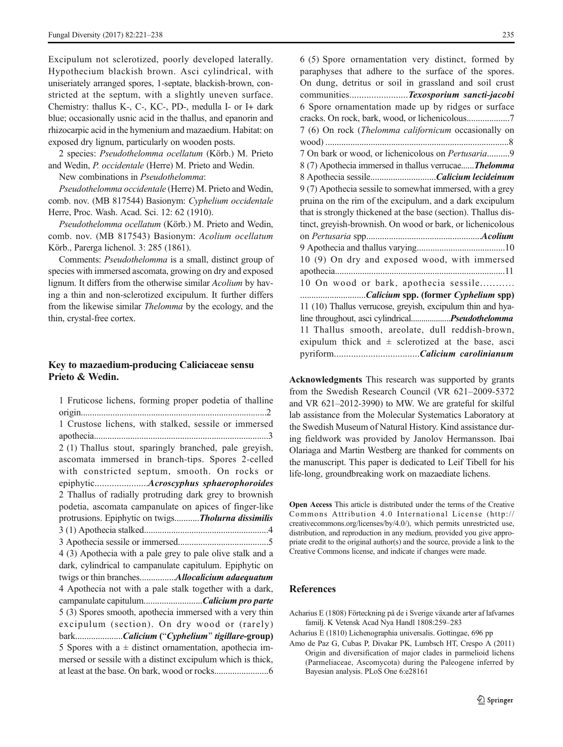Excipulum not sclerotized, poorly developed laterally. Hypothecium blackish brown. Asci cylindrical, with uniseriately arranged spores, 1-septate, blackish-brown, constricted at the septum, with a slightly uneven surface. Chemistry: thallus K-, C-, KC-, PD-, medulla I- or I+ dark blue; occasionally usnic acid in the thallus, and epanorin and rhizocarpic acid in the hymenium and mazaedium. Habitat: on exposed dry lignum, particularly on wooden posts.

2 species: *Pseudothelomma ocellatum* (Körb.) M. Prieto and Wedin, *P. occidentale* (Herre) M. Prieto and Wedin.

New combinations in *Pseudothelomma*:

*Pseudothelomma occidentale* (Herre) M. Prieto and Wedin, comb. nov. (MB 817544) Basionym: *Cyphelium occidentale* Herre, Proc. Wash. Acad. Sci. 12: 62 (1910).

*Pseudothelomma ocellatum* (Körb.) M. Prieto and Wedin, comb. nov. (MB 817543) Basionym: *Acolium ocellatum* Körb., Parerga lichenol. 3: 285 (1861).

Comments: *Pseudothelomma* is a small, distinct group of species with immersed ascomata, growing on dry and exposed lignum. It differs from the otherwise similar *Acolium* by having a thin and non-sclerotized excipulum. It further differs from the likewise similar *Thelomma* by the ecology, and the thin, crystal-free cortex.

## Key to mazaedium-producing Caliciaceae sensu Prieto & Wedin.

1 Fruticose lichens, forming proper podetia of thalline origin................................................................................2
1 Crustose lichens, with stalked, sessile or immersed apothecia............................................................................3
2 (1) Thallus stout, sparingly branched, pale greyish, ascomata immersed in branch-tips. Spores 2-celled with constricted septum, smooth. On rocks or epiphytic......................***Acroscyphus sphaerophoroides***
2 Thallus of radially protruding dark grey to brownish podetia, ascomata campanulate on apices of finger-like protrusions. Epiphytic on twigs...........***Tholurna dissimilis***
3 (1) Apothecia stalked......................................................4
3 Apothecia sessile or immersed........................................5
4 (3) Apothecia with a pale grey to pale olive stalk and a dark, cylindrical to campanulate capitulum. Epiphytic on twigs or thin branches...............***Allocalicium adaequatum***
4 Apothecia not with a pale stalk together with a dark, campanulate capitulum..........................***Calicium pro parte***
5 (3) Spores smooth, apothecia immersed with a very thin excipulum (section). On dry wood or (rarely) bark....................***Calicium* (“*Cyphelium*” *tigillare*-group)**
5 Spores with a ± distinct ornamentation, apothecia immersed or sessile with a distinct excipulum which is thick, at least at the base. On bark, wood or rocks.......................6
6 (5) Spore ornamentation very distinct, formed by paraphyses that adhere to the surface of the spores. On dung, detritus or soil in grassland and soil crust communities........................***Texosporium sancti-jacobi***
6 Spore ornamentation made up by ridges or surface cracks. On rock, bark, wood, or lichenicolous..................7
7 (6) On rock (*Thelomma californicum* occasionally on wood) ................................................................................8
7 On bark or wood, or lichenicolous on *Pertusaria*..........9
8 (7) Apothecia immersed in thallus verrucae......***Thelomma***
8 Apothecia sessile............................***Calicium lecideinum***
9 (7) Apothecia sessile to somewhat immersed, with a grey pruina on the rim of the excipulum, and a dark excipulum that is strongly thickened at the base (section). Thallus distinct, greyish-brownish. On wood or bark, or lichenicolous on *Pertusaria* spp..................................................***Acolium***
9 Apothecia and thallus varying.......................................10
10 (9) On dry and exposed wood, with immersed apothecia..........................................................................11
10 On wood or bark, apothecia sessile........... ............................***Calicium* spp. (former *Cyphelium* spp)**
11 (10) Thallus verrucose, greyish, excipulum thin and hyaline throughout, asci cylindrical..................***Pseudothelomma***
11 Thallus smooth, areolate, dull reddish-brown, exipulum thick and ± sclerotized at the base, asci pyriform...................................***Calicium carolinianum***

**Acknowledgments** This research was supported by grants from the Swedish Research Council (VR 621–2009-5372 and VR 621–2012-3990) to MW. We are grateful for skilful lab assistance from the Molecular Systematics Laboratory at the Swedish Museum of Natural History. Kind assistance during fieldwork was provided by Janolov Hermansson. Ibai Olariaga and Martin Westberg are thanked for comments on the manuscript. This paper is dedicated to Leif Tibell for his life-long, groundbreaking work on mazaediate lichens.

**Open Access** This article is distributed under the terms of the Creative Commons Attribution 4.0 International License (http://creativecommons.org/licenses/by/4.0/), which permits unrestricted use, distribution, and reproduction in any medium, provided you give appropriate credit to the original author(s) and the source, provide a link to the Creative Commons license, and indicate if changes were made.

## References

Acharius E (1808) Förteckning på de i Sverige växande arter af lafvarnes familj. K Vetensk Acad Nya Handl 1808:259–283

Acharius E (1810) Lichenographia universalis. Gottingae, 696 pp

Amo de Paz G, Cubas P, Divakar PK, Lumbsch HT, Crespo A (2011) Origin and diversification of major clades in parmelioid lichens (Parmeliaceae, Ascomycota) during the Paleogene inferred by Bayesian analysis. PLoS One 6:e28161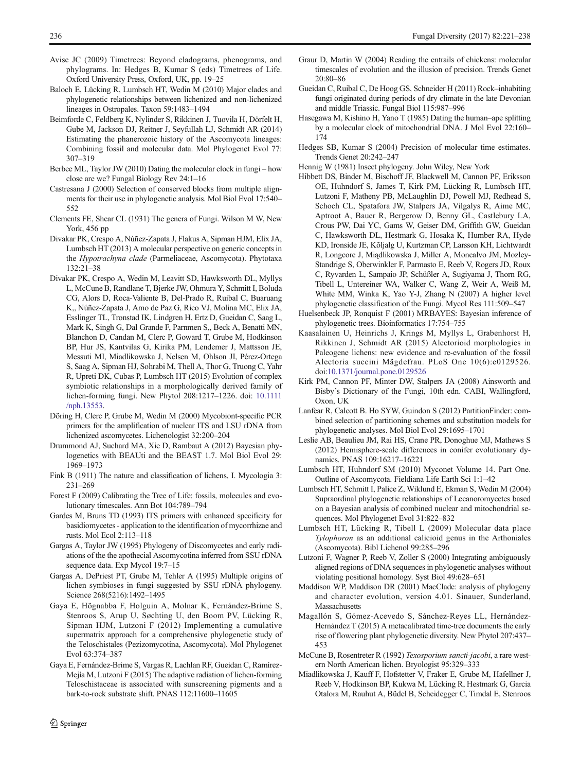Avise JC (2009) Timetrees: Beyond cladograms, phenograms, and phylograms. In: Hedges B, Kumar S (eds) Timetrees of Life. Oxford University Press, Oxford, UK, pp. 19–25

Baloch E, Lücking R, Lumbsch HT, Wedin M (2010) Major clades and phylogenetic relationships between lichenized and non-lichenized lineages in Ostropales. Taxon 59:1483–1494

Beimforde C, Feldberg K, Nylinder S, Rikkinen J, Tuovila H, Dörfelt H, Gube M, Jackson DJ, Reitner J, Seyfullah LJ, Schmidt AR (2014) Estimating the phanerozoic history of the Ascomycota lineages: Combining fossil and molecular data. Mol Phylogenet Evol 77: 307–319

Berbee ML, Taylor JW (2010) Dating the molecular clock in fungi – how close are we? Fungal Biology Rev 24:1–16

Castresana J (2000) Selection of conserved blocks from multiple alignments for their use in phylogenetic analysis. Mol Biol Evol 17:540–552

Clements FE, Shear CL (1931) The genera of Fungi. Wilson M W, New York, 456 pp

Divakar PK, Crespo A, Núñez-Zapata J, Flakus A, Sipman HJM, Elix JA, Lumbsch HT (2013) A molecular perspective on generic concepts in the *Hypotrachyna clade* (Parmeliaceae, Ascomycota). Phytotaxa 132:21–38

Divakar PK, Crespo A, Wedin M, Leavitt SD, Hawksworth DL, Myllys L, McCune B, Randlane T, Bjerke JW, Ohmura Y, Schmitt I, Boluda CG, Alors D, Roca-Valiente B, Del-Prado R, Ruibal C, Buaruang K,, Núñez-Zapata J, Amo de Paz G, Rico VJ, Molina MC, Elix JA, Esslinger TL, Tronstad IK, Lindgren H, Ertz D, Gueidan C, Saag L, Mark K, Singh G, Dal Grande F, Parnmen S,, Beck A, Benatti MN, Blanchon D, Candan M, Clerc P, Goward T, Grube M, Hodkinson BP, Hur JS, Kantvilas G, Kirika PM, Lendemer J, Mattsson JE, Messuti MI, Miadlikowska J, Nelsen M, Ohlson JI, Pérez-Ortega S, Saag A, Sipman HJ, Sohrabi M, Thell A, Thor G, Truong C, Yahr R, Upreti DK, Cubas P, Lumbsch HT (2015) Evolution of complex symbiotic relationships in a morphologically derived family of lichen-forming fungi. New Phytol 208:1217–1226. doi: 10.1111/nph.13553.

Döring H, Clerc P, Grube M, Wedin M (2000) Mycobiont-specific PCR primers for the amplification of nuclear ITS and LSU rDNA from lichenized ascomycetes. Lichenologist 32:200–204

Drummond AJ, Suchard MA, Xie D, Rambaut A (2012) Bayesian phylogenetics with BEAUti and the BEAST 1.7. Mol Biol Evol 29: 1969–1973

Fink B (1911) The nature and classification of lichens, I. Mycologia 3: 231–269

Forest F (2009) Calibrating the Tree of Life: fossils, molecules and evolutionary timescales. Ann Bot 104:789–794

Gardes M, Bruns TD (1993) ITS primers with enhanced specificity for basidiomycetes - application to the identification of mycorrhizae and rusts. Mol Ecol 2:113–118

Gargas A, Taylor JW (1995) Phylogeny of Discomycetes and early radiations of the the apothecial Ascomycotina inferred from SSU rDNA sequence data. Exp Mycol 19:7–15

Gargas A, DePriest PT, Grube M, Tehler A (1995) Multiple origins of lichen symbioses in fungi suggested by SSU rDNA phylogeny. Science 268(5216):1492–1495

Gaya E, Högnabba F, Holguin A, Molnar K, Fernández-Brime S, Stenroos S, Arup U, Søchting U, den Boom PV, Lücking R, Sipman HJM, Lutzoni F (2012) Implementing a cumulative supermatrix approach for a comprehensive phylogenetic study of the Teloschistales (Pezizomycotina, Ascomycota). Mol Phylogenet Evol 63:374–387

Gaya E, Fernández-Brime S, Vargas R, Lachlan RF, Gueidan C, Ramírez-Mejía M, Lutzoni F (2015) The adaptive radiation of lichen-forming Teloschistaceae is associated with sunscreening pigments and a bark-to-rock substrate shift. PNAS 112:11600–11605

Graur D, Martin W (2004) Reading the entrails of chickens: molecular timescales of evolution and the illusion of precision. Trends Genet 20:80–86

Gueidan C, Ruibal C, De Hoog GS, Schneider H (2011) Rock–inhabiting fungi originated during periods of dry climate in the late Devonian and middle Triassic. Fungal Biol 115:987–996

Hasegawa M, Kishino H, Yano T (1985) Dating the human–ape splitting by a molecular clock of mitochondrial DNA. J Mol Evol 22:160–174

Hedges SB, Kumar S (2004) Precision of molecular time estimates. Trends Genet 20:242–247

Hennig W (1981) Insect phylogeny. John Wiley, New York

Hibbett DS, Binder M, Bischoff JF, Blackwell M, Cannon PF, Eriksson OE, Huhndorf S, James T, Kirk PM, Lücking R, Lumbsch HT, Lutzoni F, Matheny PB, McLaughlin DJ, Powell MJ, Redhead S, Schoch CL, Spatafora JW, Stalpers JA, Vilgalys R, Aime MC, Aptroot A, Bauer R, Bergerow D, Benny GL, Castlebury LA, Crous PW, Dai YC, Gams W, Geiser DM, Griffith GW, Gueidan C, Hawksworth DL, Hestmark G, Hosaka K, Humber RA, Hyde KD, Ironside JE, Kõljalg U, Kurtzman CP, Larsson KH, Lichtwardt R, Longcore J, Miądlikowska J, Miller A, Moncalvo JM, Mozley-Standrige S, Oberwinkler F, Parmasto E, Reeb V, Rogers JD, Roux C, Ryvarden L, Sampaio JP, Schüßler A, Sugiyama J, Thorn RG, Tibell L, Untereiner WA, Walker C, Wang Z, Weir A, Weiß M, White MM, Winka K, Yao Y-J, Zhang N (2007) A higher level phylogenetic classification of the Fungi. Mycol Res 111:509–547

Huelsenbeck JP, Ronquist F (2001) MRBAYES: Bayesian inference of phylogenetic trees. Bioinformatics 17:754–755

Kaasalainen U, Heinrichs J, Krings M, Myllys L, Grabenhorst H, Rikkinen J, Schmidt AR (2015) Alectorioid morphologies in Paleogene lichens: new evidence and re-evaluation of the fossil Alectoria succini Mägdefrau. PLoS One 10(6):e0129526. doi:10.1371/journal.pone.0129526

Kirk PM, Cannon PF, Minter DW, Stalpers JA (2008) Ainsworth and Bisby's Dictionary of the Fungi, 10th edn. CABI, Wallingford, Oxon, UK

Lanfear R, Calcott B. Ho SYW, Guindon S (2012) PartitionFinder: combined selection of partitioning schemes and substitution models for phylogenetic analyses. Mol Biol Evol 29:1695–1701

Leslie AB, Beaulieu JM, Rai HS, Crane PR, Donoghue MJ, Mathews S (2012) Hemisphere-scale differences in conifer evolutionary dynamics. PNAS 109:16217–16221

Lumbsch HT, Huhndorf SM (2010) Myconet Volume 14. Part One. Outline of Ascomycota. Fieldiana Life Earth Sci 1:1–42

Lumbsch HT, Schmitt I, Palice Z, Wiklund E, Ekman S, Wedin M (2004) Supraordinal phylogenetic relationships of Lecanoromycetes based on a Bayesian analysis of combined nuclear and mitochondrial sequences. Mol Phylogenet Evol 31:822–832

Lumbsch HT, Lücking R, Tibell L (2009) Molecular data place *Tylophoron* as an additional calicioid genus in the Arthoniales (Ascomycota). Bibl Lichenol 99:285–296

Lutzoni F, Wagner P, Reeb V, Zoller S (2000) Integrating ambiguously aligned regions of DNA sequences in phylogenetic analyses without violating positional homology. Syst Biol 49:628–651

Maddison WP, Maddison DR (2001) MacClade: analysis of phylogeny and character evolution, version 4.01. Sinauer, Sunderland, Massachusetts

Magallón S, Gómez-Acevedo S, Sánchez-Reyes LL, Hernández-Hernández T (2015) A metacalibrated time-tree documents the early rise of flowering plant phylogenetic diversity. New Phytol 207:437–453

McCune B, Rosentreter R (1992) *Texosporium sancti-jacobi*, a rare western North American lichen. Bryologist 95:329–333

Miadlikowska J, Kauff F, Hofstetter V, Fraker E, Grube M, Hafellner J, Reeb V, Hodkinson BP, Kukwa M, Lücking R, Hestmark G, Garcia Otalora M, Rauhut A, Büdel B, Scheidegger C, Timdal E, Stenroos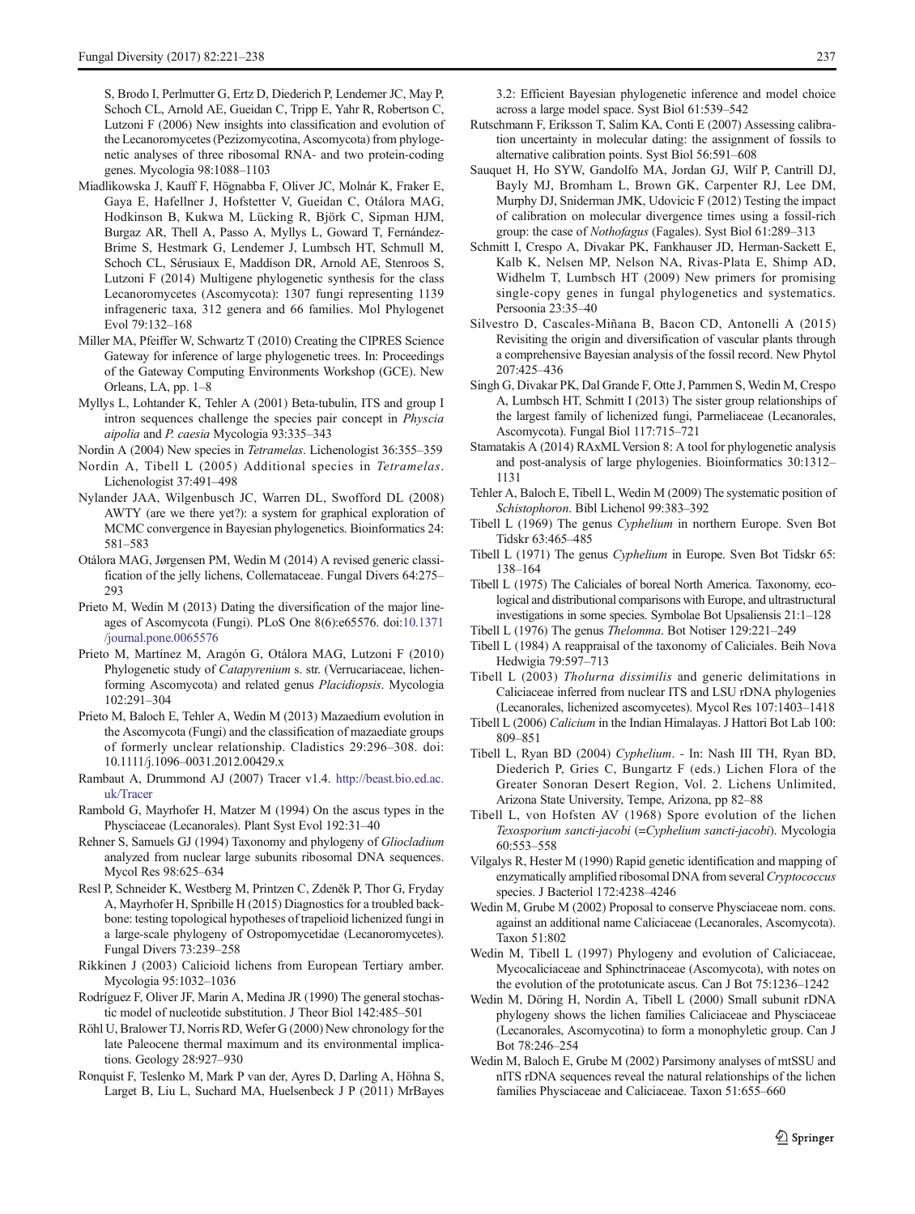S, Brodo I, Perlmutter G, Ertz D, Diederich P, Lendemer JC, May P, Schoch CL, Arnold AE, Gueidan C, Tripp E, Yahr R, Robertson C, Lutzoni F (2006) New insights into classification and evolution of the Lecanoromycetes (Pezizomycotina, Ascomycota) from phylogenetic analyses of three ribosomal RNA- and two protein-coding genes. Mycologia 98:1088–1103

Miadlikowska J, Kauff F, Högnabba F, Oliver JC, Molnár K, Fraker E, Gaya E, Hafellner J, Hofstetter V, Gueidan C, Otálora MAG, Hodkinson B, Kukwa M, Lücking R, Björk C, Sipman HJM, Burgaz AR, Thell A, Passo A, Myllys L, Goward T, Fernández-Brime S, Hestmark G, Lendemer J, Lumbsch HT, Schmull M, Schoch CL, Sérusiaux E, Maddison DR, Arnold AE, Stenroos S, Lutzoni F (2014) Multigene phylogenetic synthesis for the class Lecanoromycetes (Ascomycota): 1307 fungi representing 1139 infrageneric taxa, 312 genera and 66 families. Mol Phylogenet Evol 79:132–168

Miller MA, Pfeiffer W, Schwartz T (2010) Creating the CIPRES Science Gateway for inference of large phylogenetic trees. In: Proceedings of the Gateway Computing Environments Workshop (GCE). New Orleans, LA, pp. 1–8

Myllys L, Lohtander K, Tehler A (2001) Beta-tubulin, ITS and group I intron sequences challenge the species pair concept in *Physcia aipolia* and *P. caesia* Mycologia 93:335–343

Nordin A (2004) New species in *Tetramelas*. Lichenologist 36:355–359

Nordin A, Tibell L (2005) Additional species in *Tetramelas*. Lichenologist 37:491–498

Nylander JAA, Wilgenbusch JC, Warren DL, Swofford DL (2008) AWTY (are we there yet?): a system for graphical exploration of MCMC convergence in Bayesian phylogenetics. Bioinformatics 24: 581–583

Otálora MAG, Jørgensen PM, Wedin M (2014) A revised generic classification of the jelly lichens, Collemataceae. Fungal Divers 64:275–293

Prieto M, Wedin M (2013) Dating the diversification of the major lineages of Ascomycota (Fungi). PLoS One 8(6):e65576. doi:10.1371/journal.pone.0065576

Prieto M, Martínez M, Aragón G, Otálora MAG, Lutzoni F (2010) Phylogenetic study of *Catapyrenium* s. str. (Verrucariaceae, lichen-forming Ascomycota) and related genus *Placidiopsis*. Mycologia 102:291–304

Prieto M, Baloch E, Tehler A, Wedin M (2013) Mazaedium evolution in the Ascomycota (Fungi) and the classification of mazaediate groups of formerly unclear relationship. Cladistics 29:296–308. doi: 10.1111/j.1096–0031.2012.00429.x

Rambaut A, Drummond AJ (2007) Tracer v1.4. http://beast.bio.ed.ac.uk/Tracer

Rambold G, Mayrhofer H, Matzer M (1994) On the ascus types in the Physciaceae (Lecanorales). Plant Syst Evol 192:31–40

Rehner S, Samuels GJ (1994) Taxonomy and phylogeny of *Gliocladium* analyzed from nuclear large subunits ribosomal DNA sequences. Mycol Res 98:625–634

Resl P, Schneider K, Westberg M, Printzen C, Zdeněk P, Thor G, Fryday A, Mayrhofer H, Spribille H (2015) Diagnostics for a troubled backbone: testing topological hypotheses of trapelioid lichenized fungi in a large-scale phylogeny of Ostropomycetidae (Lecanoromycetes). Fungal Divers 73:239–258

Rikkinen J (2003) Calicioid lichens from European Tertiary amber. Mycologia 95:1032–1036

Rodríguez F, Oliver JF, Marin A, Medina JR (1990) The general stochastic model of nucleotide substitution. J Theor Biol 142:485–501

Röhl U, Bralower TJ, Norris RD, Wefer G (2000) New chronology for the late Paleocene thermal maximum and its environmental implications. Geology 28:927–930

Ronquist F, Teslenko M, Mark P van der, Ayres D, Darling A, Höhna S, Larget B, Liu L, Suchard MA, Huelsenbeck J P (2011) MrBayes 3.2: Efficient Bayesian phylogenetic inference and model choice across a large model space. Syst Biol 61:539–542

Rutschmann F, Eriksson T, Salim KA, Conti E (2007) Assessing calibration uncertainty in molecular dating: the assignment of fossils to alternative calibration points. Syst Biol 56:591–608

Sauquet H, Ho SYW, Gandolfo MA, Jordan GJ, Wilf P, Cantrill DJ, Bayly MJ, Bromham L, Brown GK, Carpenter RJ, Lee DM, Murphy DJ, Sniderman JMK, Udovicic F (2012) Testing the impact of calibration on molecular divergence times using a fossil-rich group: the case of *Nothofagus* (Fagales). Syst Biol 61:289–313

Schmitt I, Crespo A, Divakar PK, Fankhauser JD, Herman-Sackett E, Kalb K, Nelsen MP, Nelson NA, Rivas-Plata E, Shimp AD, Widhelm T, Lumbsch HT (2009) New primers for promising single-copy genes in fungal phylogenetics and systematics. Persoonia 23:35–40

Silvestro D, Cascales-Miñana B, Bacon CD, Antonelli A (2015) Revisiting the origin and diversification of vascular plants through a comprehensive Bayesian analysis of the fossil record. New Phytol 207:425–436

Singh G, Divakar PK, Dal Grande F, Otte J, Parnmen S, Wedin M, Crespo A, Lumbsch HT, Schmitt I (2013) The sister group relationships of the largest family of lichenized fungi, Parmeliaceae (Lecanorales, Ascomycota). Fungal Biol 117:715–721

Stamatakis A (2014) RAxML Version 8: A tool for phylogenetic analysis and post-analysis of large phylogenies. Bioinformatics 30:1312–1131

Tehler A, Baloch E, Tibell L, Wedin M (2009) The systematic position of *Schistophoron*. Bibl Lichenol 99:383–392

Tibell L (1969) The genus *Cyphelium* in northern Europe. Sven Bot Tidskr 63:465–485

Tibell L (1971) The genus *Cyphelium* in Europe. Sven Bot Tidskr 65: 138–164

Tibell L (1975) The Caliciales of boreal North America. Taxonomy, ecological and distributional comparisons with Europe, and ultrastructural investigations in some species. Symbolae Bot Upsaliensis 21:1–128

Tibell L (1976) The genus *Thelomma*. Bot Notiser 129:221–249

Tibell L (1984) A reappraisal of the taxonomy of Caliciales. Beih Nova Hedwigia 79:597–713

Tibell L (2003) *Tholurna dissimilis* and generic delimitations in Caliciaceae inferred from nuclear ITS and LSU rDNA phylogenies (Lecanorales, lichenized ascomycetes). Mycol Res 107:1403–1418

Tibell L (2006) *Calicium* in the Indian Himalayas. J Hattori Bot Lab 100: 809–851

Tibell L, Ryan BD (2004) *Cyphelium*. - In: Nash III TH, Ryan BD, Diederich P, Gries C, Bungartz F (eds.) Lichen Flora of the Greater Sonoran Desert Region, Vol. 2. Lichens Unlimited, Arizona State University, Tempe, Arizona, pp 82–88

Tibell L, von Hofsten AV (1968) Spore evolution of the lichen *Texosporium sancti-jacobi* (=*Cyphelium sancti-jacobi*). Mycologia 60:553–558

Vilgalys R, Hester M (1990) Rapid genetic identification and mapping of enzymatically amplified ribosomal DNA from several *Cryptococcus* species. J Bacteriol 172:4238–4246

Wedin M, Grube M (2002) Proposal to conserve Physciaceae nom. cons. against an additional name Caliciaceae (Lecanorales, Ascomycota). Taxon 51:802

Wedin M, Tibell L (1997) Phylogeny and evolution of Caliciaceae, Mycocaliciaceae and Sphinctrinaceae (Ascomycota), with notes on the evolution of the prototunicate ascus. Can J Bot 75:1236–1242

Wedin M, Döring H, Nordin A, Tibell L (2000) Small subunit rDNA phylogeny shows the lichen families Caliciaceae and Physciaceae (Lecanorales, Ascomycotina) to form a monophyletic group. Can J Bot 78:246–254

Wedin M, Baloch E, Grube M (2002) Parsimony analyses of mtSSU and nITS rDNA sequences reveal the natural relationships of the lichen families Physciaceae and Caliciaceae. Taxon 51:655–660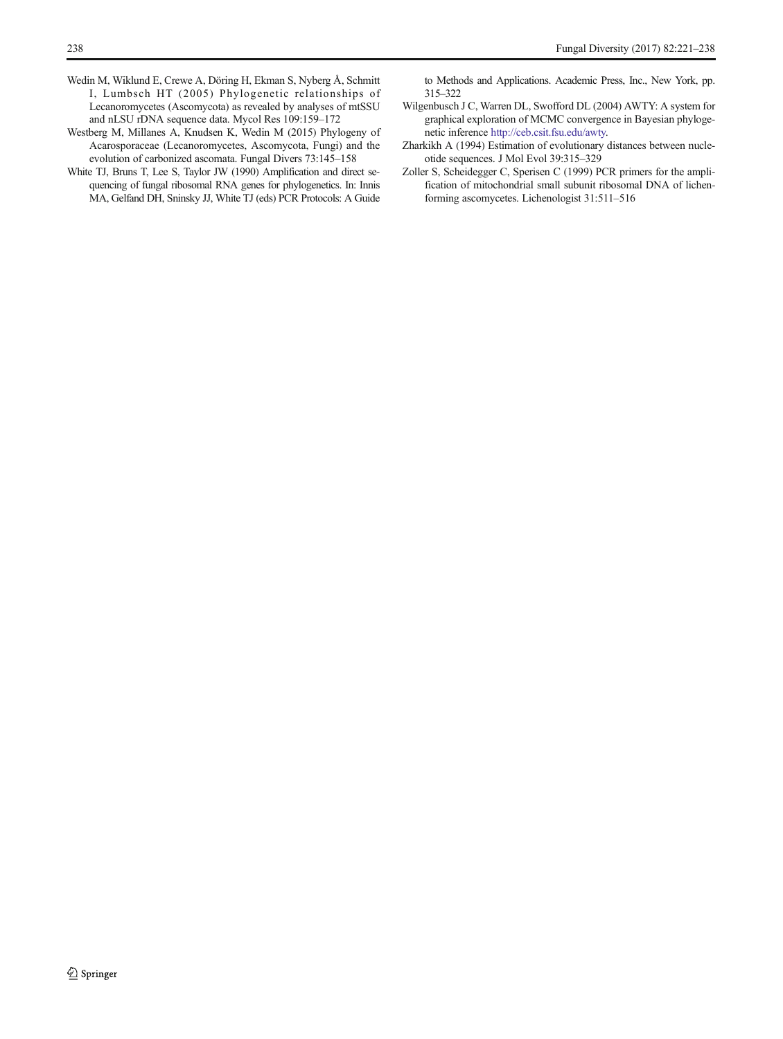Wedin M, Wiklund E, Crewe A, Döring H, Ekman S, Nyberg Å, Schmitt I, Lumbsch HT (2005) Phylogenetic relationships of Lecanoromycetes (Ascomycota) as revealed by analyses of mtSSU and nLSU rDNA sequence data. Mycol Res 109:159–172

Westberg M, Millanes A, Knudsen K, Wedin M (2015) Phylogeny of Acarosporaceae (Lecanoromycetes, Ascomycota, Fungi) and the evolution of carbonized ascomata. Fungal Divers 73:145–158

White TJ, Bruns T, Lee S, Taylor JW (1990) Amplification and direct sequencing of fungal ribosomal RNA genes for phylogenetics. In: Innis MA, Gelfand DH, Sninsky JJ, White TJ (eds) PCR Protocols: A Guide to Methods and Applications. Academic Press, Inc., New York, pp. 315–322

Wilgenbusch J C, Warren DL, Swofford DL (2004) AWTY: A system for graphical exploration of MCMC convergence in Bayesian phylogenetic inference http://ceb.csit.fsu.edu/awty.

Zharkikh A (1994) Estimation of evolutionary distances between nucleotide sequences. J Mol Evol 39:315–329

Zoller S, Scheidegger C, Sperisen C (1999) PCR primers for the amplification of mitochondrial small subunit ribosomal DNA of lichen-forming ascomycetes. Lichenologist 31:511–516